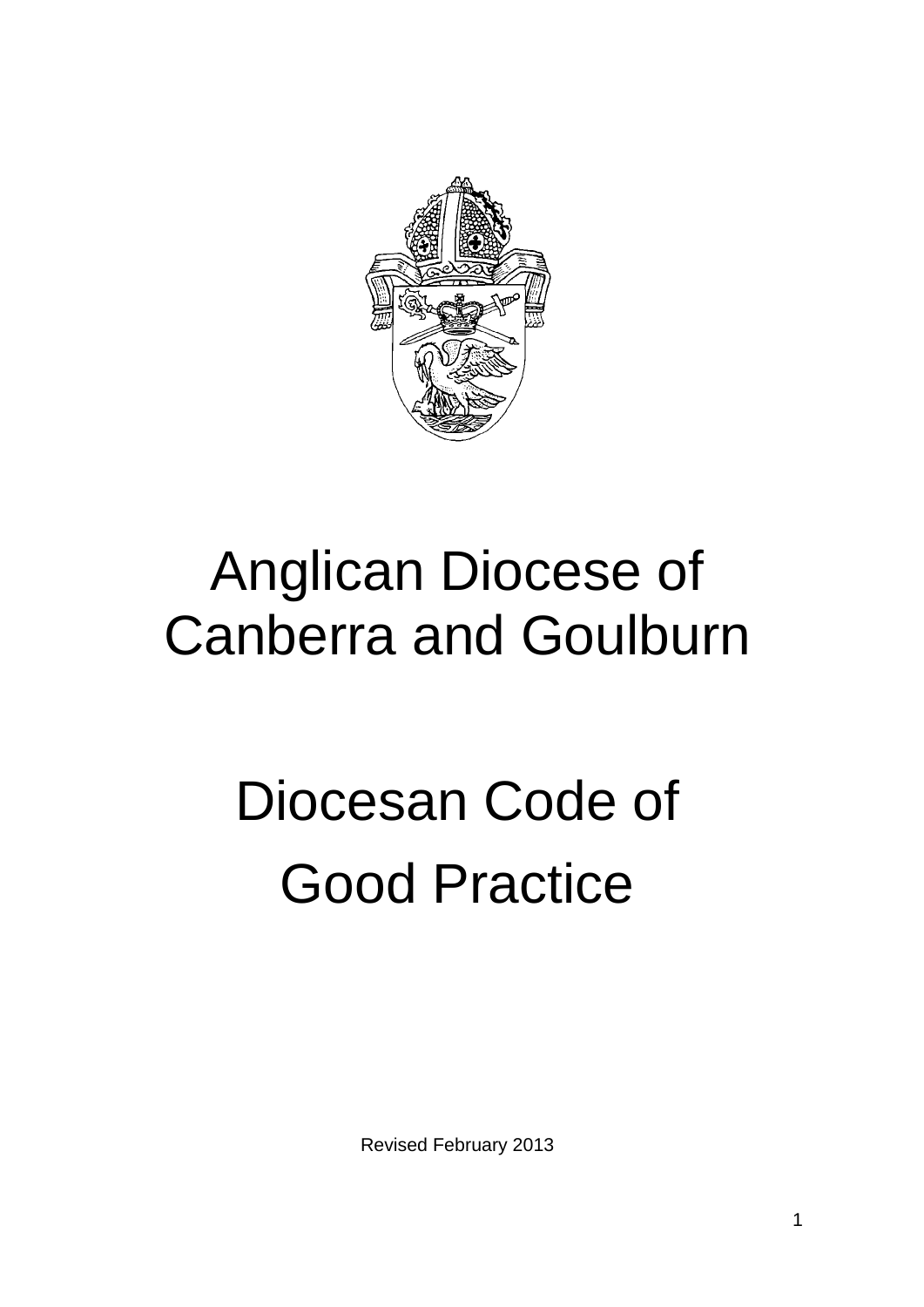# Anglican Diocese of Canberra and Goulburn

# Diocesan Code of Good Practice

Revised February 2013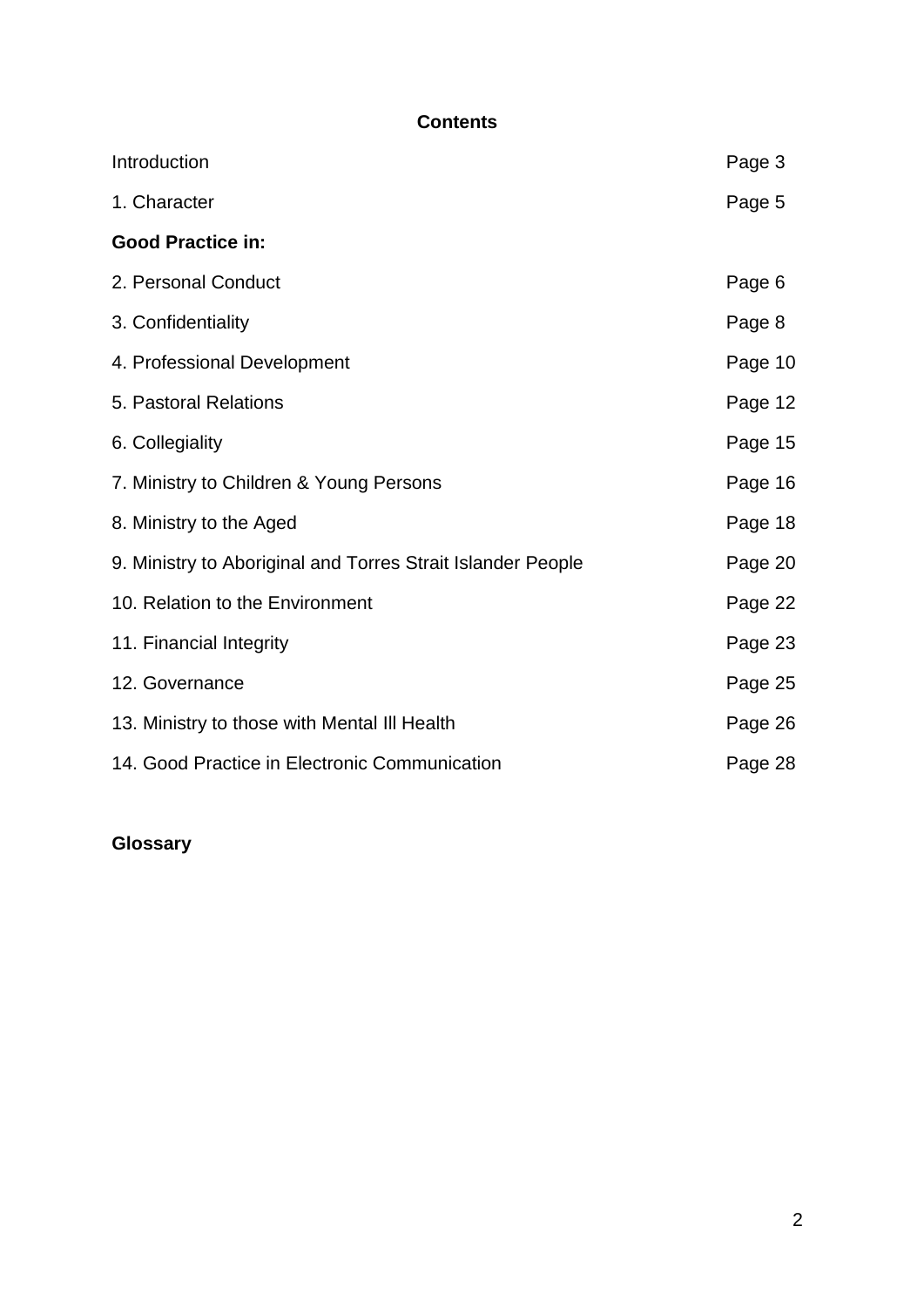# Contents

| | |
|---|---|
| Introduction | Page 3 |
| 1. Character | Page 5 |
| **Good Practice in:** | |
| 2. Personal Conduct | Page 6 |
| 3. Confidentiality | Page 8 |
| 4. Professional Development | Page 10 |
| 5. Pastoral Relations | Page 12 |
| 6. Collegiality | Page 15 |
| 7. Ministry to Children & Young Persons | Page 16 |
| 8. Ministry to the Aged | Page 18 |
| 9. Ministry to Aboriginal and Torres Strait Islander People | Page 20 |
| 10. Relation to the Environment | Page 22 |
| 11. Financial Integrity | Page 23 |
| 12. Governance | Page 25 |
| 13. Ministry to those with Mental Ill Health | Page 26 |
| 14. Good Practice in Electronic Communication | Page 28 |

**Glossary**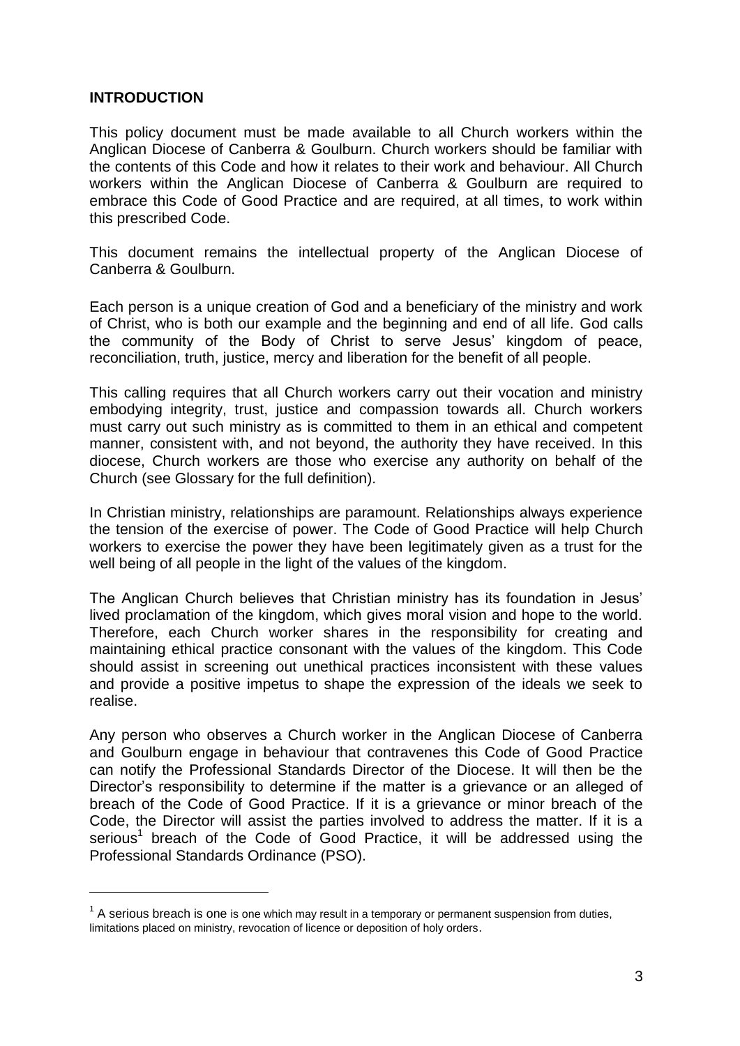## INTRODUCTION

This policy document must be made available to all Church workers within the Anglican Diocese of Canberra & Goulburn. Church workers should be familiar with the contents of this Code and how it relates to their work and behaviour. All Church workers within the Anglican Diocese of Canberra & Goulburn are required to embrace this Code of Good Practice and are required, at all times, to work within this prescribed Code.

This document remains the intellectual property of the Anglican Diocese of Canberra & Goulburn.

Each person is a unique creation of God and a beneficiary of the ministry and work of Christ, who is both our example and the beginning and end of all life. God calls the community of the Body of Christ to serve Jesus' kingdom of peace, reconciliation, truth, justice, mercy and liberation for the benefit of all people.

This calling requires that all Church workers carry out their vocation and ministry embodying integrity, trust, justice and compassion towards all. Church workers must carry out such ministry as is committed to them in an ethical and competent manner, consistent with, and not beyond, the authority they have received. In this diocese, Church workers are those who exercise any authority on behalf of the Church (see Glossary for the full definition).

In Christian ministry, relationships are paramount. Relationships always experience the tension of the exercise of power. The Code of Good Practice will help Church workers to exercise the power they have been legitimately given as a trust for the well being of all people in the light of the values of the kingdom.

The Anglican Church believes that Christian ministry has its foundation in Jesus' lived proclamation of the kingdom, which gives moral vision and hope to the world. Therefore, each Church worker shares in the responsibility for creating and maintaining ethical practice consonant with the values of the kingdom. This Code should assist in screening out unethical practices inconsistent with these values and provide a positive impetus to shape the expression of the ideals we seek to realise.

Any person who observes a Church worker in the Anglican Diocese of Canberra and Goulburn engage in behaviour that contravenes this Code of Good Practice can notify the Professional Standards Director of the Diocese. It will then be the Director's responsibility to determine if the matter is a grievance or an alleged of breach of the Code of Good Practice. If it is a grievance or minor breach of the Code, the Director will assist the parties involved to address the matter. If it is a serious[1] breach of the Code of Good Practice, it will be addressed using the Professional Standards Ordinance (PSO).

[1] A serious breach is one is one which may result in a temporary or permanent suspension from duties, limitations placed on ministry, revocation of licence or deposition of holy orders.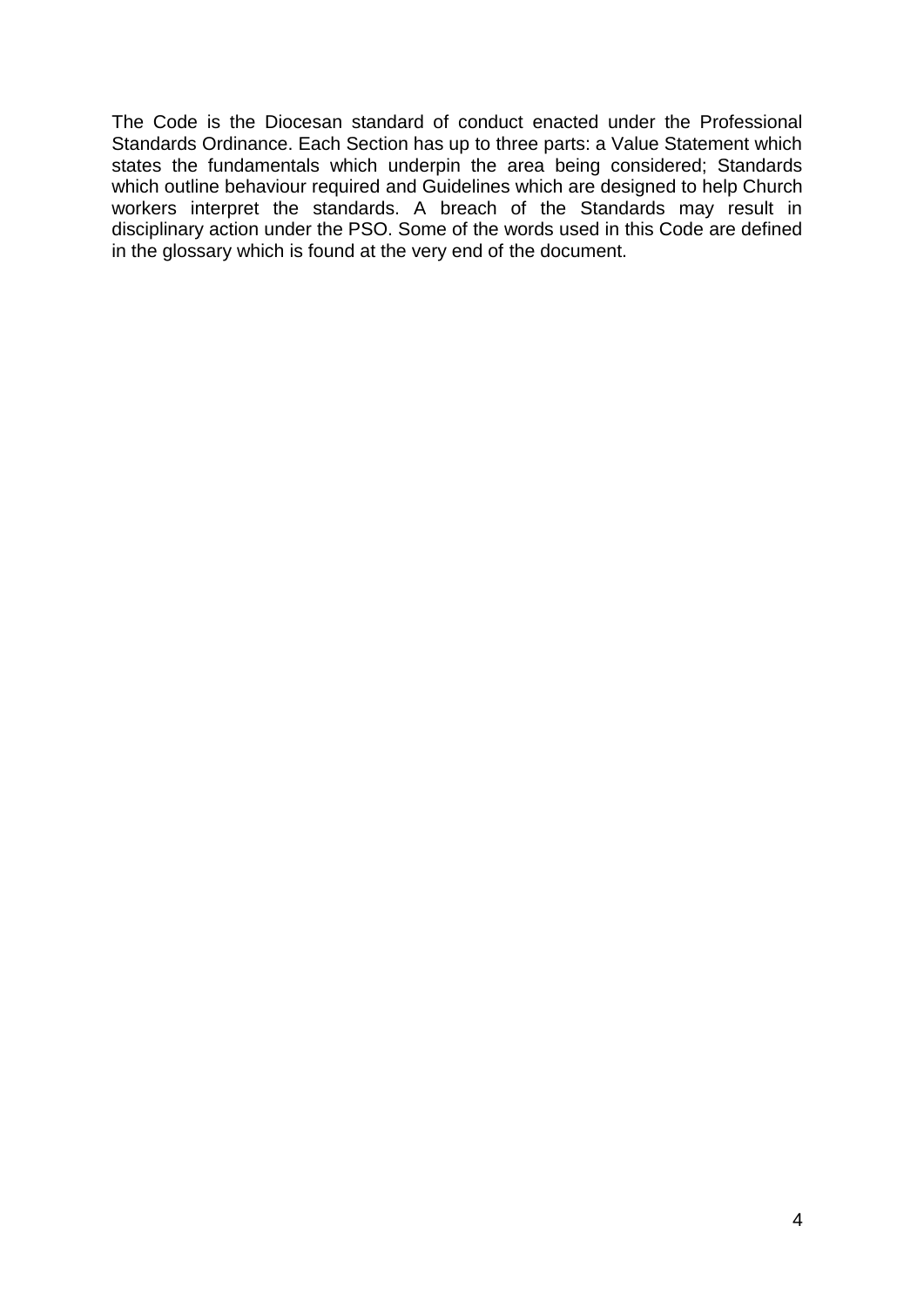The Code is the Diocesan standard of conduct enacted under the Professional Standards Ordinance. Each Section has up to three parts: a Value Statement which states the fundamentals which underpin the area being considered; Standards which outline behaviour required and Guidelines which are designed to help Church workers interpret the standards. A breach of the Standards may result in disciplinary action under the PSO. Some of the words used in this Code are defined in the glossary which is found at the very end of the document.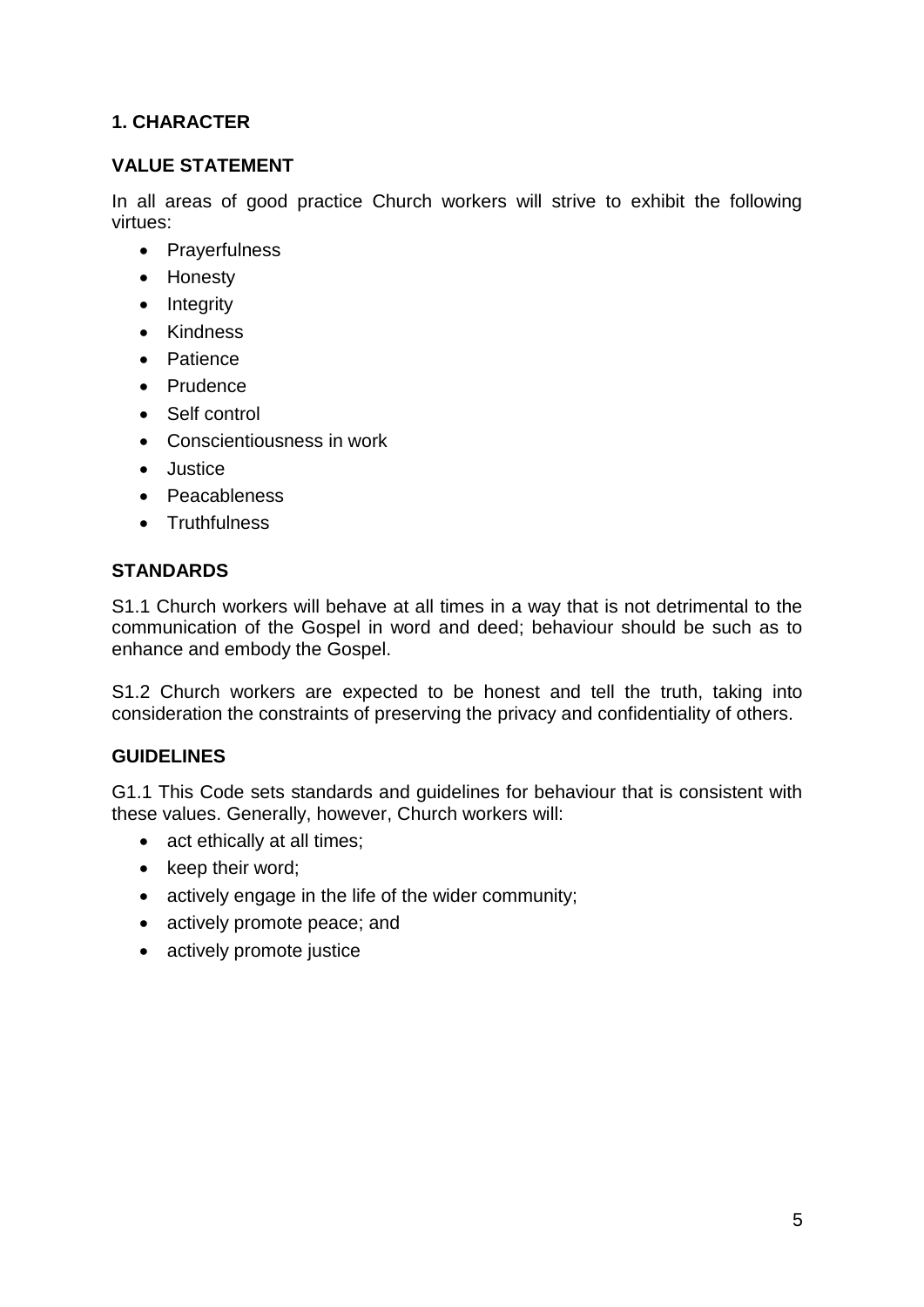## 1. CHARACTER

### VALUE STATEMENT

In all areas of good practice Church workers will strive to exhibit the following virtues:

- Prayerfulness
- Honesty
- Integrity
- Kindness
- Patience
- Prudence
- Self control
- Conscientiousness in work
- Justice
- Peacableness
- Truthfulness

### STANDARDS

S1.1 Church workers will behave at all times in a way that is not detrimental to the communication of the Gospel in word and deed; behaviour should be such as to enhance and embody the Gospel.

S1.2 Church workers are expected to be honest and tell the truth, taking into consideration the constraints of preserving the privacy and confidentiality of others.

### GUIDELINES

G1.1 This Code sets standards and guidelines for behaviour that is consistent with these values. Generally, however, Church workers will:

- act ethically at all times;
- keep their word;
- actively engage in the life of the wider community;
- actively promote peace; and
- actively promote justice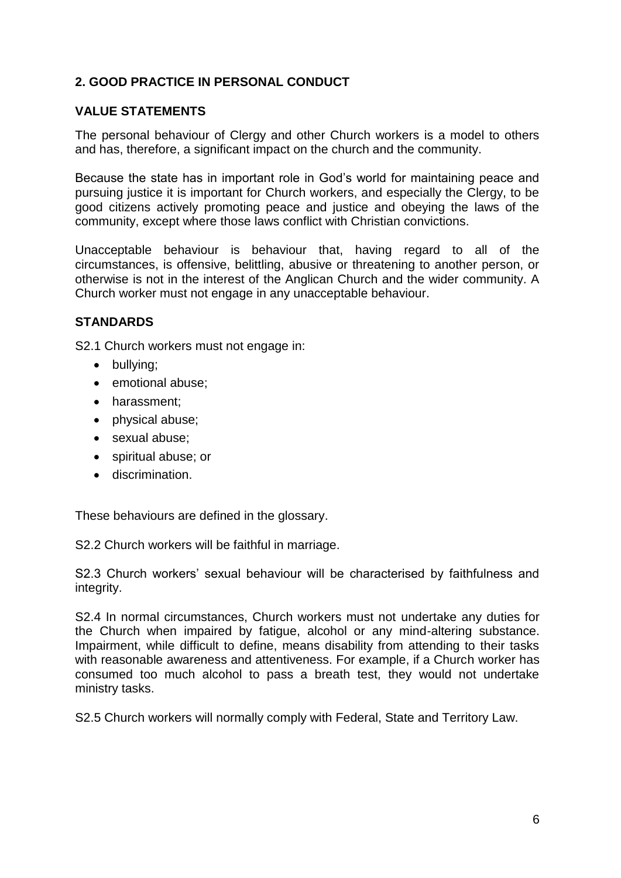## 2. GOOD PRACTICE IN PERSONAL CONDUCT

### VALUE STATEMENTS

The personal behaviour of Clergy and other Church workers is a model to others and has, therefore, a significant impact on the church and the community.

Because the state has in important role in God's world for maintaining peace and pursuing justice it is important for Church workers, and especially the Clergy, to be good citizens actively promoting peace and justice and obeying the laws of the community, except where those laws conflict with Christian convictions.

Unacceptable behaviour is behaviour that, having regard to all of the circumstances, is offensive, belittling, abusive or threatening to another person, or otherwise is not in the interest of the Anglican Church and the wider community. A Church worker must not engage in any unacceptable behaviour.

### STANDARDS

S2.1 Church workers must not engage in:

- bullying;
- emotional abuse;
- harassment;
- physical abuse;
- sexual abuse;
- spiritual abuse; or
- discrimination.

These behaviours are defined in the glossary.

S2.2 Church workers will be faithful in marriage.

S2.3 Church workers' sexual behaviour will be characterised by faithfulness and integrity.

S2.4 In normal circumstances, Church workers must not undertake any duties for the Church when impaired by fatigue, alcohol or any mind-altering substance. Impairment, while difficult to define, means disability from attending to their tasks with reasonable awareness and attentiveness. For example, if a Church worker has consumed too much alcohol to pass a breath test, they would not undertake ministry tasks.

S2.5 Church workers will normally comply with Federal, State and Territory Law.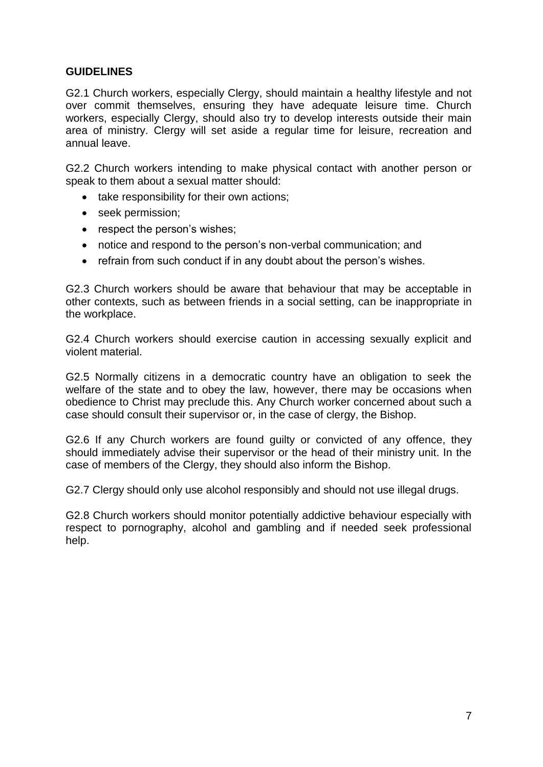**GUIDELINES**

G2.1 Church workers, especially Clergy, should maintain a healthy lifestyle and not over commit themselves, ensuring they have adequate leisure time. Church workers, especially Clergy, should also try to develop interests outside their main area of ministry. Clergy will set aside a regular time for leisure, recreation and annual leave.

G2.2 Church workers intending to make physical contact with another person or speak to them about a sexual matter should:

- take responsibility for their own actions;
- seek permission;
- respect the person's wishes;
- notice and respond to the person's non-verbal communication; and
- refrain from such conduct if in any doubt about the person's wishes.

G2.3 Church workers should be aware that behaviour that may be acceptable in other contexts, such as between friends in a social setting, can be inappropriate in the workplace.

G2.4 Church workers should exercise caution in accessing sexually explicit and violent material.

G2.5 Normally citizens in a democratic country have an obligation to seek the welfare of the state and to obey the law, however, there may be occasions when obedience to Christ may preclude this. Any Church worker concerned about such a case should consult their supervisor or, in the case of clergy, the Bishop.

G2.6 If any Church workers are found guilty or convicted of any offence, they should immediately advise their supervisor or the head of their ministry unit. In the case of members of the Clergy, they should also inform the Bishop.

G2.7 Clergy should only use alcohol responsibly and should not use illegal drugs.

G2.8 Church workers should monitor potentially addictive behaviour especially with respect to pornography, alcohol and gambling and if needed seek professional help.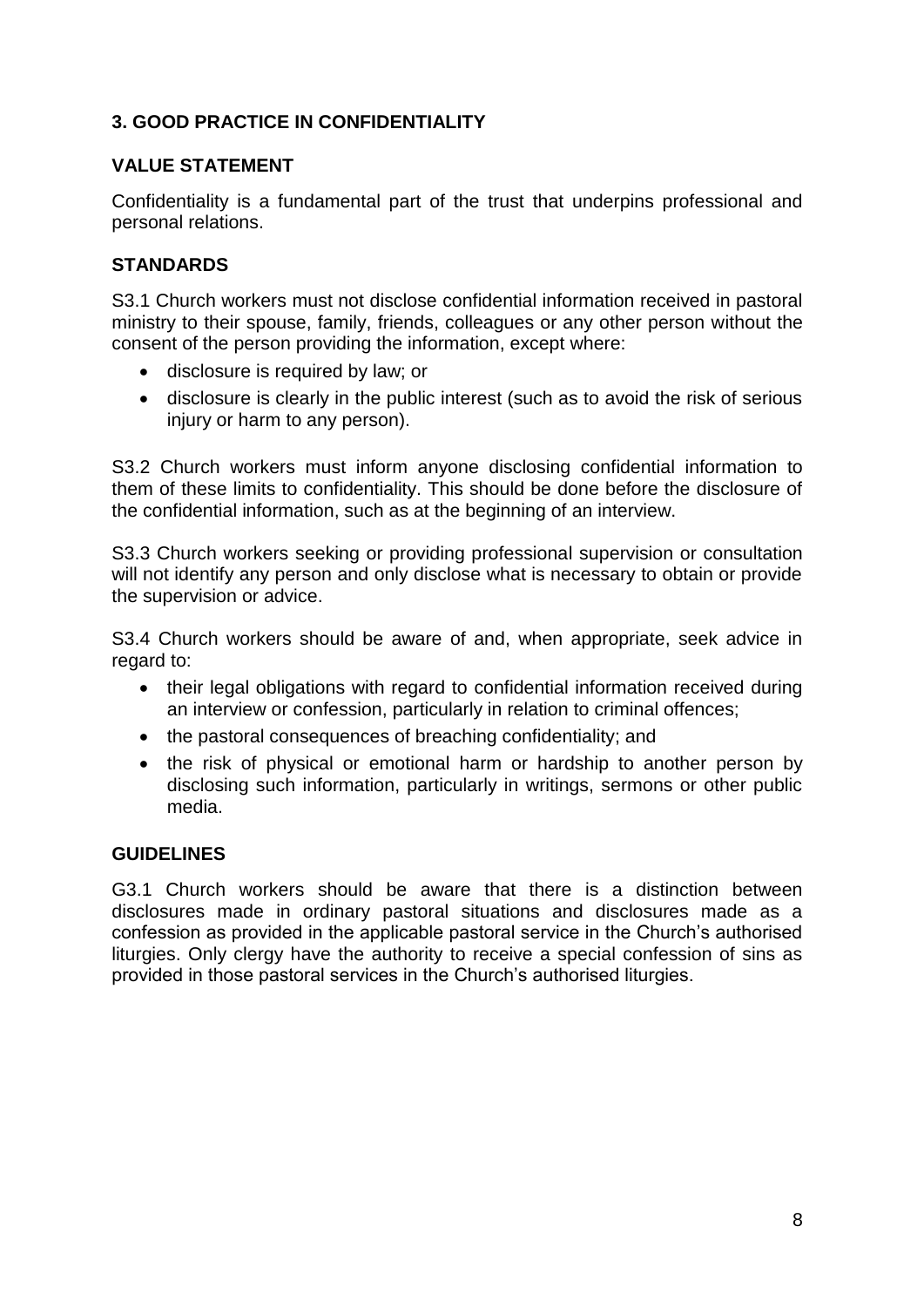## 3. GOOD PRACTICE IN CONFIDENTIALITY

### VALUE STATEMENT

Confidentiality is a fundamental part of the trust that underpins professional and personal relations.

### STANDARDS

S3.1 Church workers must not disclose confidential information received in pastoral ministry to their spouse, family, friends, colleagues or any other person without the consent of the person providing the information, except where:

- disclosure is required by law; or
- disclosure is clearly in the public interest (such as to avoid the risk of serious injury or harm to any person).

S3.2 Church workers must inform anyone disclosing confidential information to them of these limits to confidentiality. This should be done before the disclosure of the confidential information, such as at the beginning of an interview.

S3.3 Church workers seeking or providing professional supervision or consultation will not identify any person and only disclose what is necessary to obtain or provide the supervision or advice.

S3.4 Church workers should be aware of and, when appropriate, seek advice in regard to:

- their legal obligations with regard to confidential information received during an interview or confession, particularly in relation to criminal offences;
- the pastoral consequences of breaching confidentiality; and
- the risk of physical or emotional harm or hardship to another person by disclosing such information, particularly in writings, sermons or other public media.

### GUIDELINES

G3.1 Church workers should be aware that there is a distinction between disclosures made in ordinary pastoral situations and disclosures made as a confession as provided in the applicable pastoral service in the Church's authorised liturgies. Only clergy have the authority to receive a special confession of sins as provided in those pastoral services in the Church's authorised liturgies.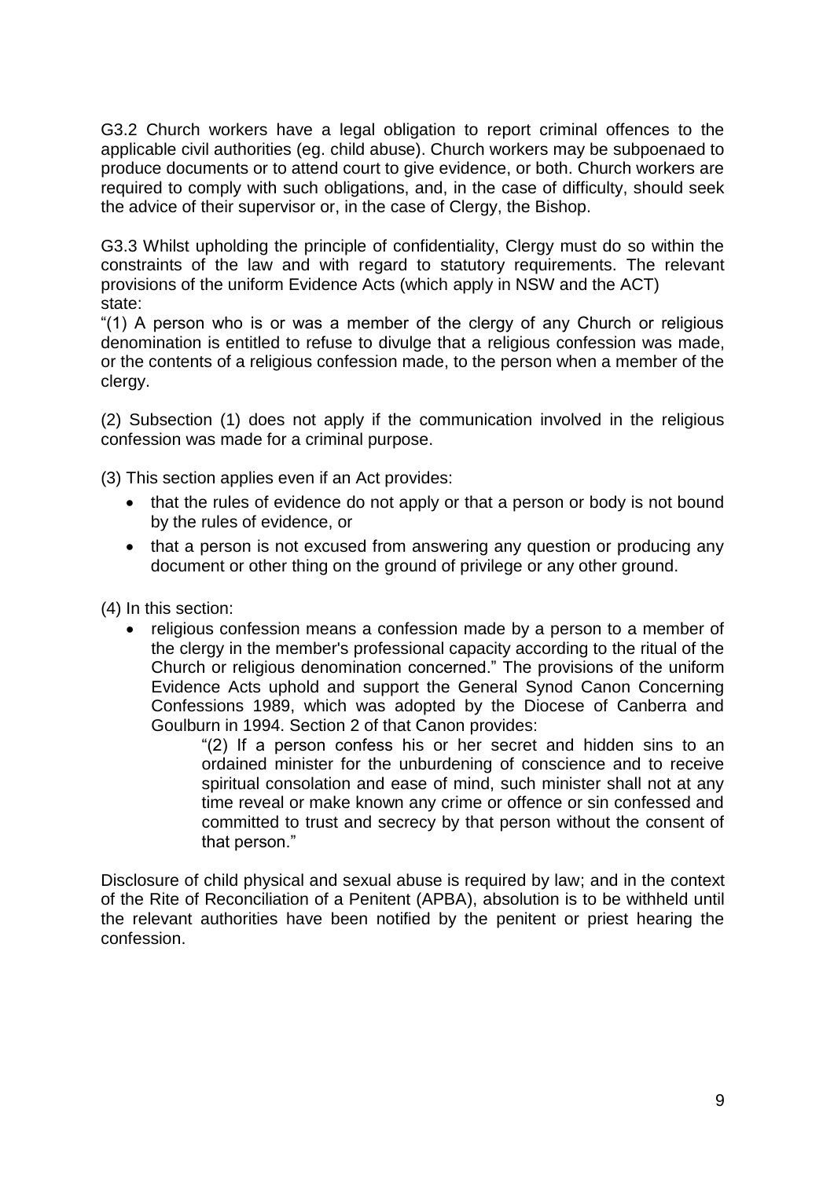G3.2 Church workers have a legal obligation to report criminal offences to the applicable civil authorities (eg. child abuse). Church workers may be subpoenaed to produce documents or to attend court to give evidence, or both. Church workers are required to comply with such obligations, and, in the case of difficulty, should seek the advice of their supervisor or, in the case of Clergy, the Bishop.

G3.3 Whilst upholding the principle of confidentiality, Clergy must do so within the constraints of the law and with regard to statutory requirements. The relevant provisions of the uniform Evidence Acts (which apply in NSW and the ACT) state:

"(1) A person who is or was a member of the clergy of any Church or religious denomination is entitled to refuse to divulge that a religious confession was made, or the contents of a religious confession made, to the person when a member of the clergy.

(2) Subsection (1) does not apply if the communication involved in the religious confession was made for a criminal purpose.

(3) This section applies even if an Act provides:

- that the rules of evidence do not apply or that a person or body is not bound by the rules of evidence, or
- that a person is not excused from answering any question or producing any document or other thing on the ground of privilege or any other ground.

(4) In this section:

- religious confession means a confession made by a person to a member of the clergy in the member's professional capacity according to the ritual of the Church or religious denomination concerned." The provisions of the uniform Evidence Acts uphold and support the General Synod Canon Concerning Confessions 1989, which was adopted by the Diocese of Canberra and Goulburn in 1994. Section 2 of that Canon provides:

  > "(2) If a person confess his or her secret and hidden sins to an ordained minister for the unburdening of conscience and to receive spiritual consolation and ease of mind, such minister shall not at any time reveal or make known any crime or offence or sin confessed and committed to trust and secrecy by that person without the consent of that person."

Disclosure of child physical and sexual abuse is required by law; and in the context of the Rite of Reconciliation of a Penitent (APBA), absolution is to be withheld until the relevant authorities have been notified by the penitent or priest hearing the confession.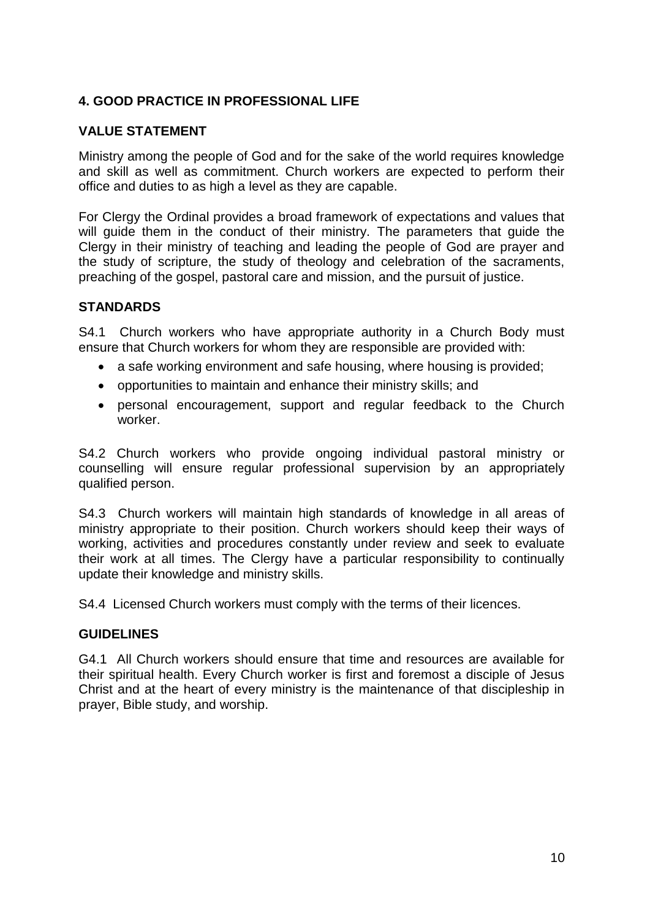## 4. GOOD PRACTICE IN PROFESSIONAL LIFE

### VALUE STATEMENT

Ministry among the people of God and for the sake of the world requires knowledge and skill as well as commitment. Church workers are expected to perform their office and duties to as high a level as they are capable.

For Clergy the Ordinal provides a broad framework of expectations and values that will guide them in the conduct of their ministry. The parameters that guide the Clergy in their ministry of teaching and leading the people of God are prayer and the study of scripture, the study of theology and celebration of the sacraments, preaching of the gospel, pastoral care and mission, and the pursuit of justice.

### STANDARDS

S4.1 Church workers who have appropriate authority in a Church Body must ensure that Church workers for whom they are responsible are provided with:

- a safe working environment and safe housing, where housing is provided;
- opportunities to maintain and enhance their ministry skills; and
- personal encouragement, support and regular feedback to the Church worker.

S4.2 Church workers who provide ongoing individual pastoral ministry or counselling will ensure regular professional supervision by an appropriately qualified person.

S4.3 Church workers will maintain high standards of knowledge in all areas of ministry appropriate to their position. Church workers should keep their ways of working, activities and procedures constantly under review and seek to evaluate their work at all times. The Clergy have a particular responsibility to continually update their knowledge and ministry skills.

S4.4 Licensed Church workers must comply with the terms of their licences.

### GUIDELINES

G4.1 All Church workers should ensure that time and resources are available for their spiritual health. Every Church worker is first and foremost a disciple of Jesus Christ and at the heart of every ministry is the maintenance of that discipleship in prayer, Bible study, and worship.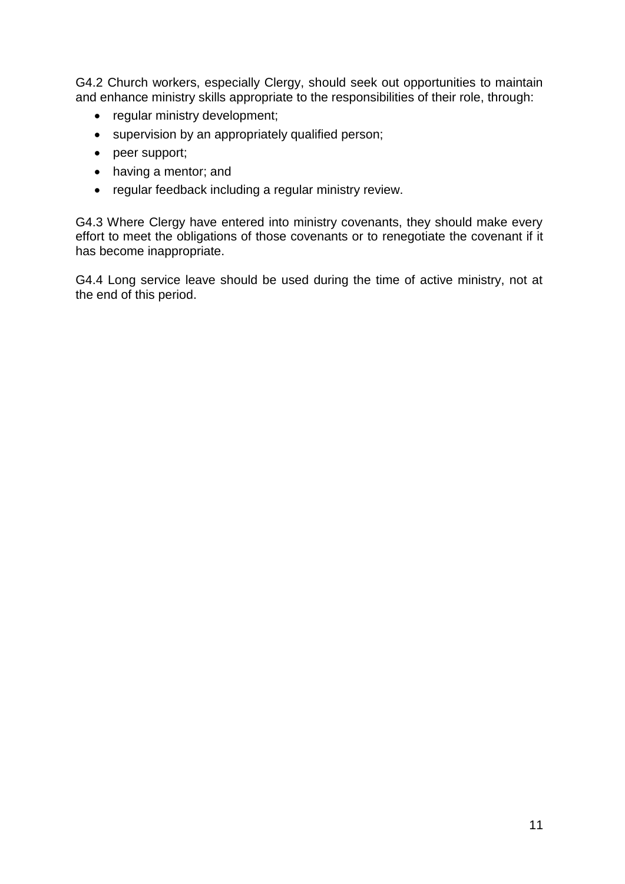G4.2 Church workers, especially Clergy, should seek out opportunities to maintain and enhance ministry skills appropriate to the responsibilities of their role, through:

- regular ministry development;
- supervision by an appropriately qualified person;
- peer support;
- having a mentor; and
- regular feedback including a regular ministry review.

G4.3 Where Clergy have entered into ministry covenants, they should make every effort to meet the obligations of those covenants or to renegotiate the covenant if it has become inappropriate.

G4.4 Long service leave should be used during the time of active ministry, not at the end of this period.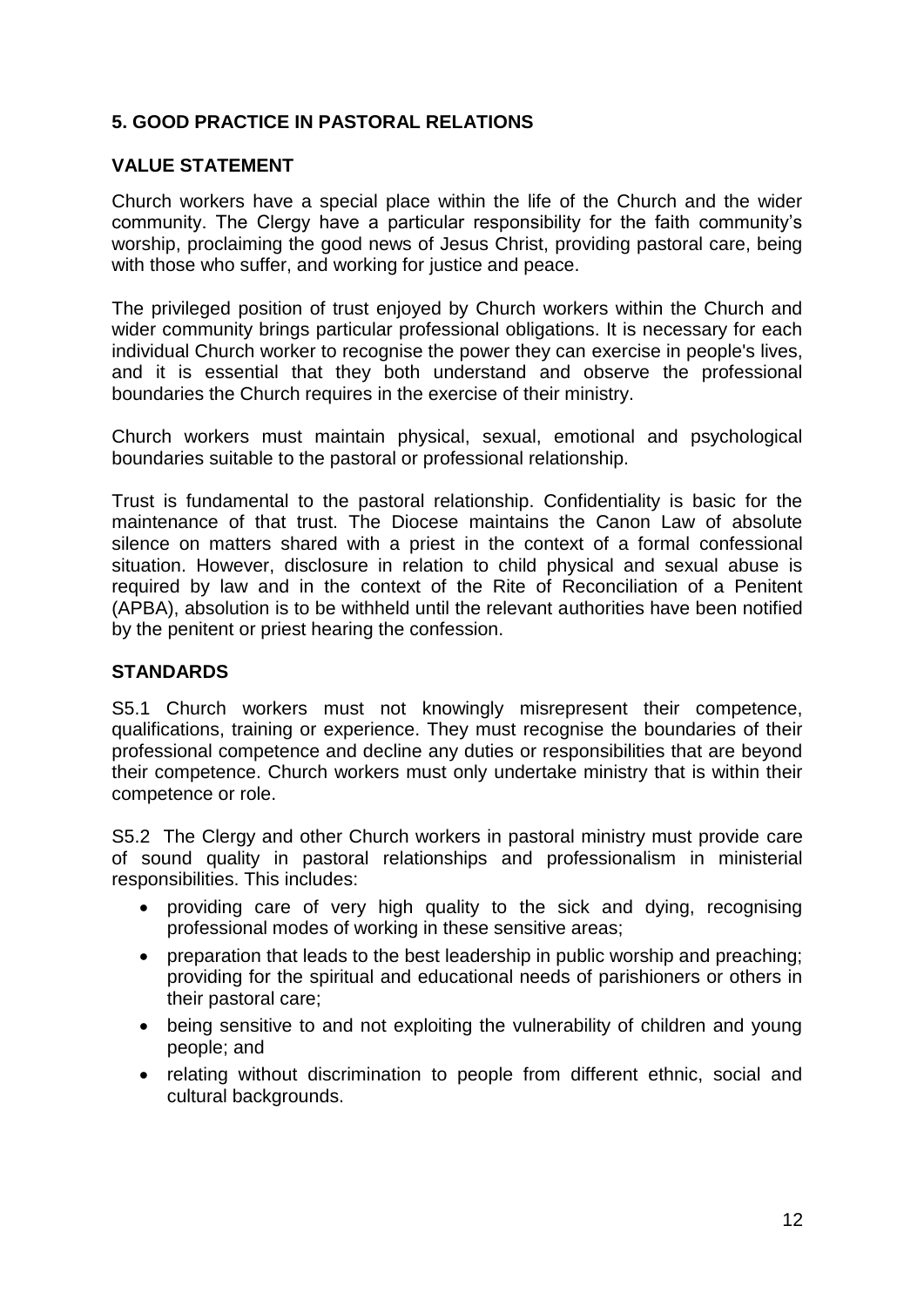## 5. GOOD PRACTICE IN PASTORAL RELATIONS

### VALUE STATEMENT

Church workers have a special place within the life of the Church and the wider community. The Clergy have a particular responsibility for the faith community's worship, proclaiming the good news of Jesus Christ, providing pastoral care, being with those who suffer, and working for justice and peace.

The privileged position of trust enjoyed by Church workers within the Church and wider community brings particular professional obligations. It is necessary for each individual Church worker to recognise the power they can exercise in people's lives, and it is essential that they both understand and observe the professional boundaries the Church requires in the exercise of their ministry.

Church workers must maintain physical, sexual, emotional and psychological boundaries suitable to the pastoral or professional relationship.

Trust is fundamental to the pastoral relationship. Confidentiality is basic for the maintenance of that trust. The Diocese maintains the Canon Law of absolute silence on matters shared with a priest in the context of a formal confessional situation. However, disclosure in relation to child physical and sexual abuse is required by law and in the context of the Rite of Reconciliation of a Penitent (APBA), absolution is to be withheld until the relevant authorities have been notified by the penitent or priest hearing the confession.

### STANDARDS

S5.1 Church workers must not knowingly misrepresent their competence, qualifications, training or experience. They must recognise the boundaries of their professional competence and decline any duties or responsibilities that are beyond their competence. Church workers must only undertake ministry that is within their competence or role.

S5.2 The Clergy and other Church workers in pastoral ministry must provide care of sound quality in pastoral relationships and professionalism in ministerial responsibilities. This includes:

- providing care of very high quality to the sick and dying, recognising professional modes of working in these sensitive areas;
- preparation that leads to the best leadership in public worship and preaching; providing for the spiritual and educational needs of parishioners or others in their pastoral care;
- being sensitive to and not exploiting the vulnerability of children and young people; and
- relating without discrimination to people from different ethnic, social and cultural backgrounds.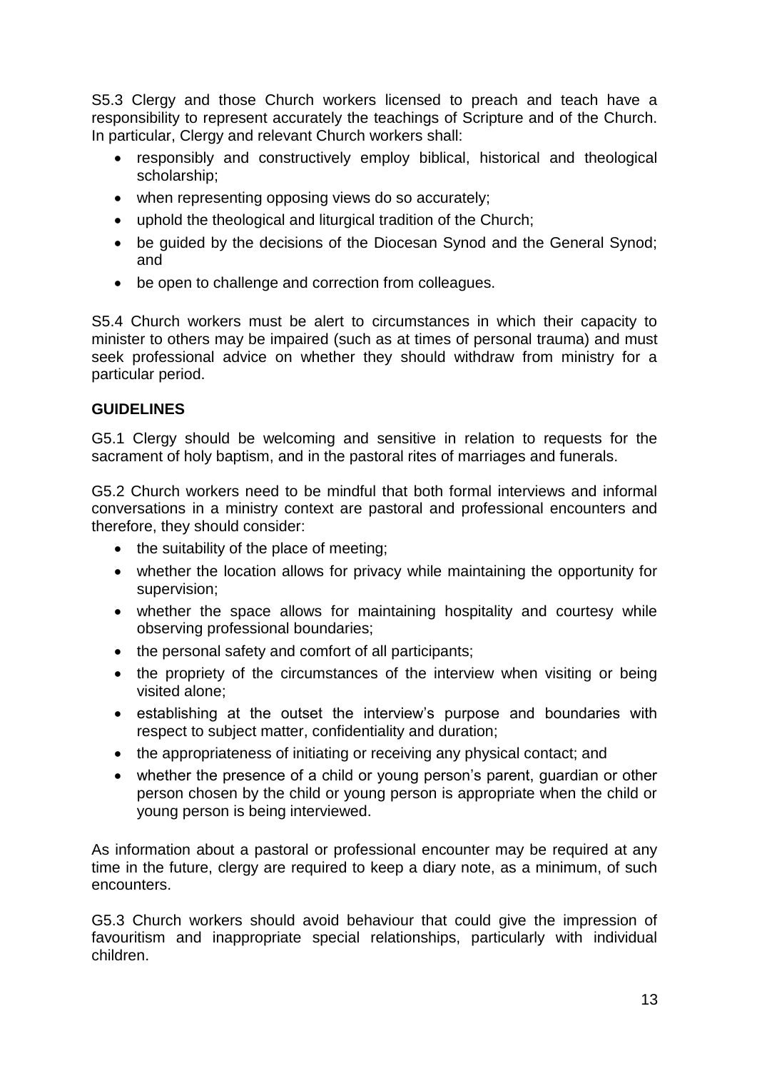S5.3 Clergy and those Church workers licensed to preach and teach have a responsibility to represent accurately the teachings of Scripture and of the Church. In particular, Clergy and relevant Church workers shall:

- responsibly and constructively employ biblical, historical and theological scholarship;
- when representing opposing views do so accurately;
- uphold the theological and liturgical tradition of the Church;
- be guided by the decisions of the Diocesan Synod and the General Synod; and
- be open to challenge and correction from colleagues.

S5.4 Church workers must be alert to circumstances in which their capacity to minister to others may be impaired (such as at times of personal trauma) and must seek professional advice on whether they should withdraw from ministry for a particular period.

## GUIDELINES

G5.1 Clergy should be welcoming and sensitive in relation to requests for the sacrament of holy baptism, and in the pastoral rites of marriages and funerals.

G5.2 Church workers need to be mindful that both formal interviews and informal conversations in a ministry context are pastoral and professional encounters and therefore, they should consider:

- the suitability of the place of meeting;
- whether the location allows for privacy while maintaining the opportunity for supervision;
- whether the space allows for maintaining hospitality and courtesy while observing professional boundaries;
- the personal safety and comfort of all participants;
- the propriety of the circumstances of the interview when visiting or being visited alone;
- establishing at the outset the interview's purpose and boundaries with respect to subject matter, confidentiality and duration;
- the appropriateness of initiating or receiving any physical contact; and
- whether the presence of a child or young person's parent, guardian or other person chosen by the child or young person is appropriate when the child or young person is being interviewed.

As information about a pastoral or professional encounter may be required at any time in the future, clergy are required to keep a diary note, as a minimum, of such encounters.

G5.3 Church workers should avoid behaviour that could give the impression of favouritism and inappropriate special relationships, particularly with individual children.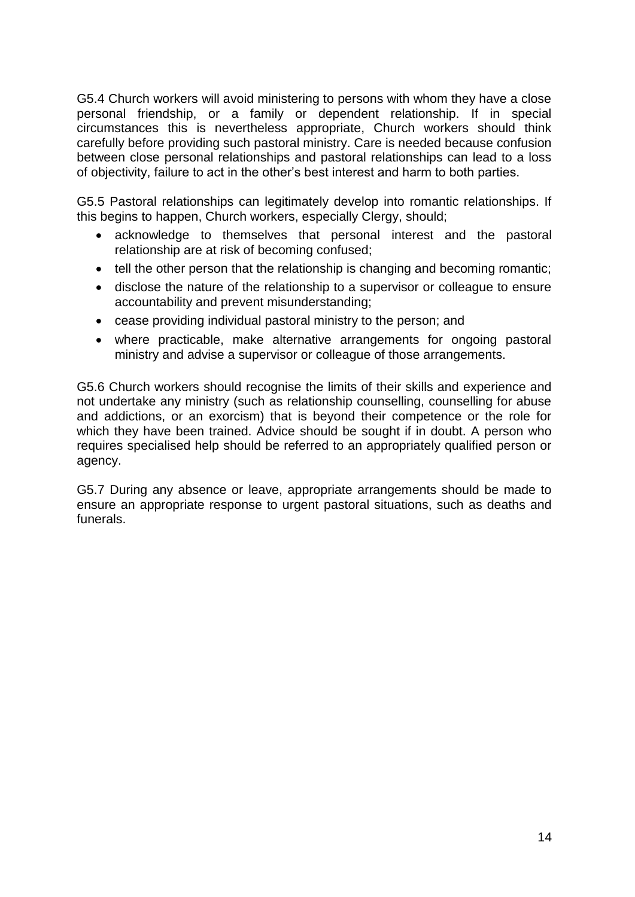G5.4 Church workers will avoid ministering to persons with whom they have a close personal friendship, or a family or dependent relationship. If in special circumstances this is nevertheless appropriate, Church workers should think carefully before providing such pastoral ministry. Care is needed because confusion between close personal relationships and pastoral relationships can lead to a loss of objectivity, failure to act in the other's best interest and harm to both parties.

G5.5 Pastoral relationships can legitimately develop into romantic relationships. If this begins to happen, Church workers, especially Clergy, should;

- acknowledge to themselves that personal interest and the pastoral relationship are at risk of becoming confused;
- tell the other person that the relationship is changing and becoming romantic;
- disclose the nature of the relationship to a supervisor or colleague to ensure accountability and prevent misunderstanding;
- cease providing individual pastoral ministry to the person; and
- where practicable, make alternative arrangements for ongoing pastoral ministry and advise a supervisor or colleague of those arrangements.

G5.6 Church workers should recognise the limits of their skills and experience and not undertake any ministry (such as relationship counselling, counselling for abuse and addictions, or an exorcism) that is beyond their competence or the role for which they have been trained. Advice should be sought if in doubt. A person who requires specialised help should be referred to an appropriately qualified person or agency.

G5.7 During any absence or leave, appropriate arrangements should be made to ensure an appropriate response to urgent pastoral situations, such as deaths and funerals.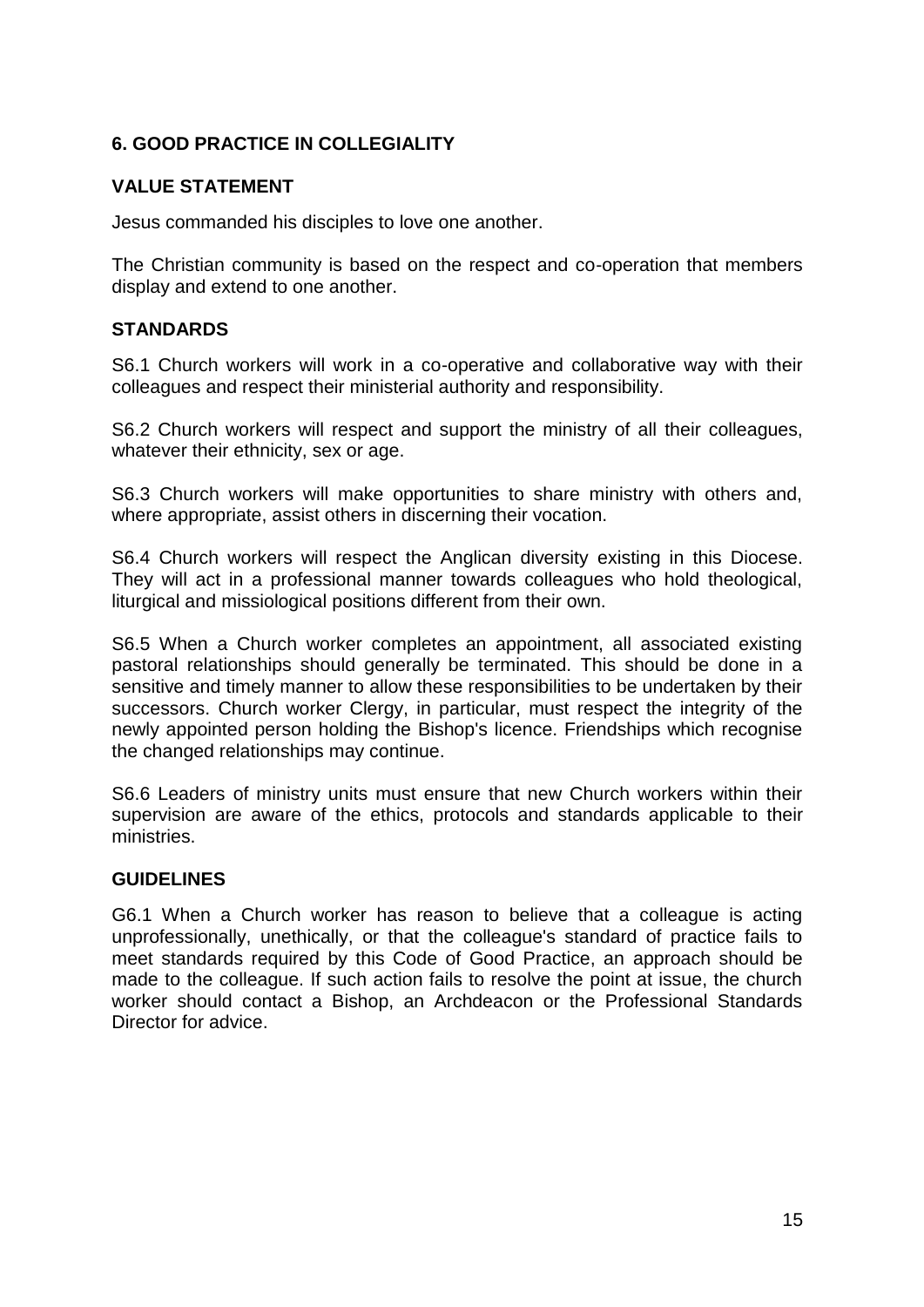## 6. GOOD PRACTICE IN COLLEGIALITY

### VALUE STATEMENT

Jesus commanded his disciples to love one another.

The Christian community is based on the respect and co-operation that members display and extend to one another.

### STANDARDS

S6.1 Church workers will work in a co-operative and collaborative way with their colleagues and respect their ministerial authority and responsibility.

S6.2 Church workers will respect and support the ministry of all their colleagues, whatever their ethnicity, sex or age.

S6.3 Church workers will make opportunities to share ministry with others and, where appropriate, assist others in discerning their vocation.

S6.4 Church workers will respect the Anglican diversity existing in this Diocese. They will act in a professional manner towards colleagues who hold theological, liturgical and missiological positions different from their own.

S6.5 When a Church worker completes an appointment, all associated existing pastoral relationships should generally be terminated. This should be done in a sensitive and timely manner to allow these responsibilities to be undertaken by their successors. Church worker Clergy, in particular, must respect the integrity of the newly appointed person holding the Bishop's licence. Friendships which recognise the changed relationships may continue.

S6.6 Leaders of ministry units must ensure that new Church workers within their supervision are aware of the ethics, protocols and standards applicable to their ministries.

### GUIDELINES

G6.1 When a Church worker has reason to believe that a colleague is acting unprofessionally, unethically, or that the colleague's standard of practice fails to meet standards required by this Code of Good Practice, an approach should be made to the colleague. If such action fails to resolve the point at issue, the church worker should contact a Bishop, an Archdeacon or the Professional Standards Director for advice.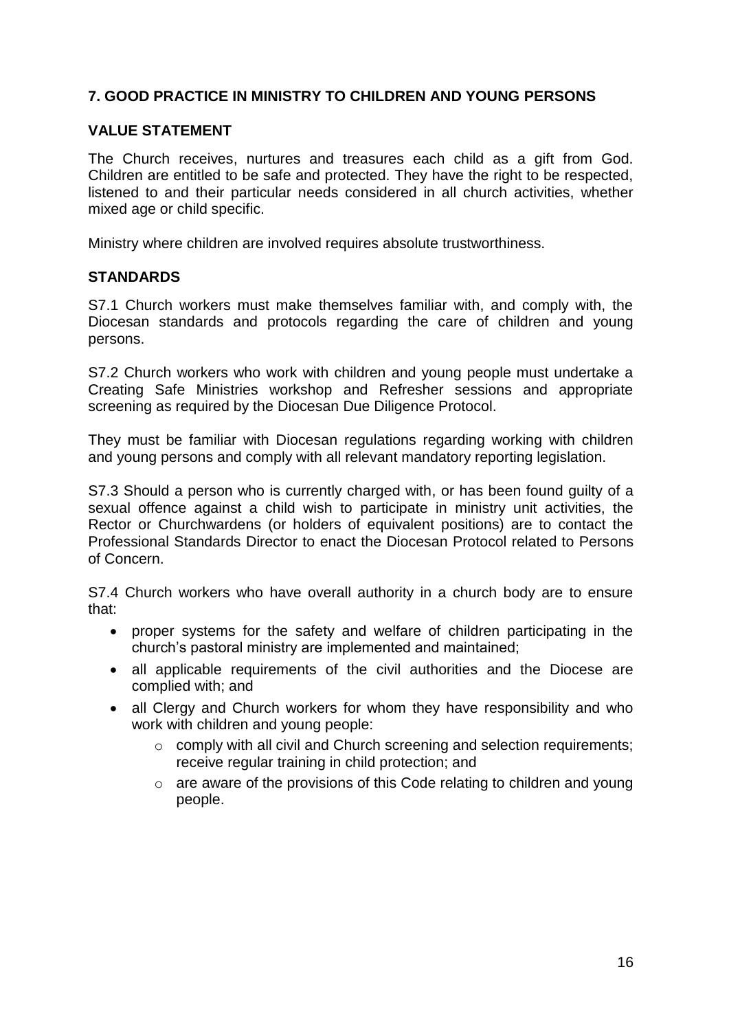## 7. GOOD PRACTICE IN MINISTRY TO CHILDREN AND YOUNG PERSONS

### VALUE STATEMENT

The Church receives, nurtures and treasures each child as a gift from God. Children are entitled to be safe and protected. They have the right to be respected, listened to and their particular needs considered in all church activities, whether mixed age or child specific.

Ministry where children are involved requires absolute trustworthiness.

### STANDARDS

S7.1 Church workers must make themselves familiar with, and comply with, the Diocesan standards and protocols regarding the care of children and young persons.

S7.2 Church workers who work with children and young people must undertake a Creating Safe Ministries workshop and Refresher sessions and appropriate screening as required by the Diocesan Due Diligence Protocol.

They must be familiar with Diocesan regulations regarding working with children and young persons and comply with all relevant mandatory reporting legislation.

S7.3 Should a person who is currently charged with, or has been found guilty of a sexual offence against a child wish to participate in ministry unit activities, the Rector or Churchwardens (or holders of equivalent positions) are to contact the Professional Standards Director to enact the Diocesan Protocol related to Persons of Concern.

S7.4 Church workers who have overall authority in a church body are to ensure that:

- proper systems for the safety and welfare of children participating in the church's pastoral ministry are implemented and maintained;
- all applicable requirements of the civil authorities and the Diocese are complied with; and
- all Clergy and Church workers for whom they have responsibility and who work with children and young people:
  - comply with all civil and Church screening and selection requirements; receive regular training in child protection; and
  - are aware of the provisions of this Code relating to children and young people.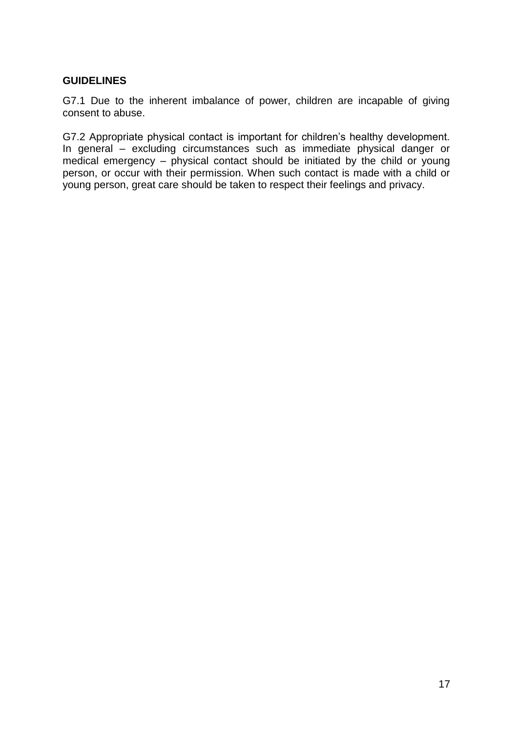**GUIDELINES**

G7.1 Due to the inherent imbalance of power, children are incapable of giving consent to abuse.

G7.2 Appropriate physical contact is important for children's healthy development. In general – excluding circumstances such as immediate physical danger or medical emergency – physical contact should be initiated by the child or young person, or occur with their permission. When such contact is made with a child or young person, great care should be taken to respect their feelings and privacy.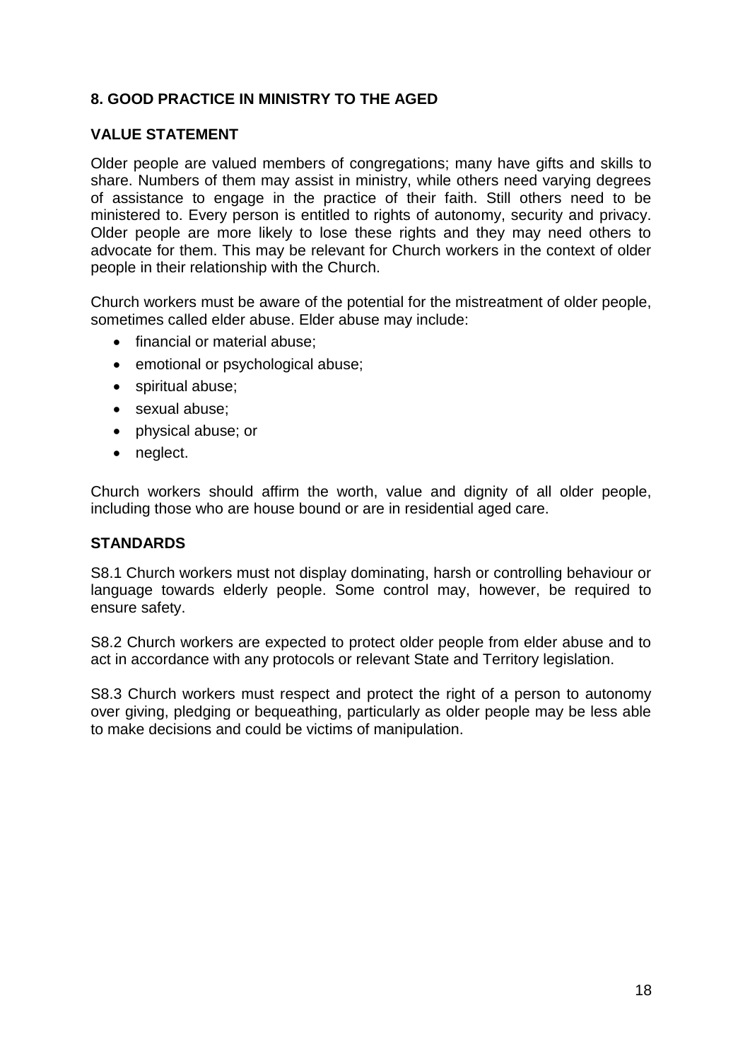## 8. GOOD PRACTICE IN MINISTRY TO THE AGED

### VALUE STATEMENT

Older people are valued members of congregations; many have gifts and skills to share. Numbers of them may assist in ministry, while others need varying degrees of assistance to engage in the practice of their faith. Still others need to be ministered to. Every person is entitled to rights of autonomy, security and privacy. Older people are more likely to lose these rights and they may need others to advocate for them. This may be relevant for Church workers in the context of older people in their relationship with the Church.

Church workers must be aware of the potential for the mistreatment of older people, sometimes called elder abuse. Elder abuse may include:

- financial or material abuse;
- emotional or psychological abuse;
- spiritual abuse;
- sexual abuse;
- physical abuse; or
- neglect.

Church workers should affirm the worth, value and dignity of all older people, including those who are house bound or are in residential aged care.

### STANDARDS

S8.1 Church workers must not display dominating, harsh or controlling behaviour or language towards elderly people. Some control may, however, be required to ensure safety.

S8.2 Church workers are expected to protect older people from elder abuse and to act in accordance with any protocols or relevant State and Territory legislation.

S8.3 Church workers must respect and protect the right of a person to autonomy over giving, pledging or bequeathing, particularly as older people may be less able to make decisions and could be victims of manipulation.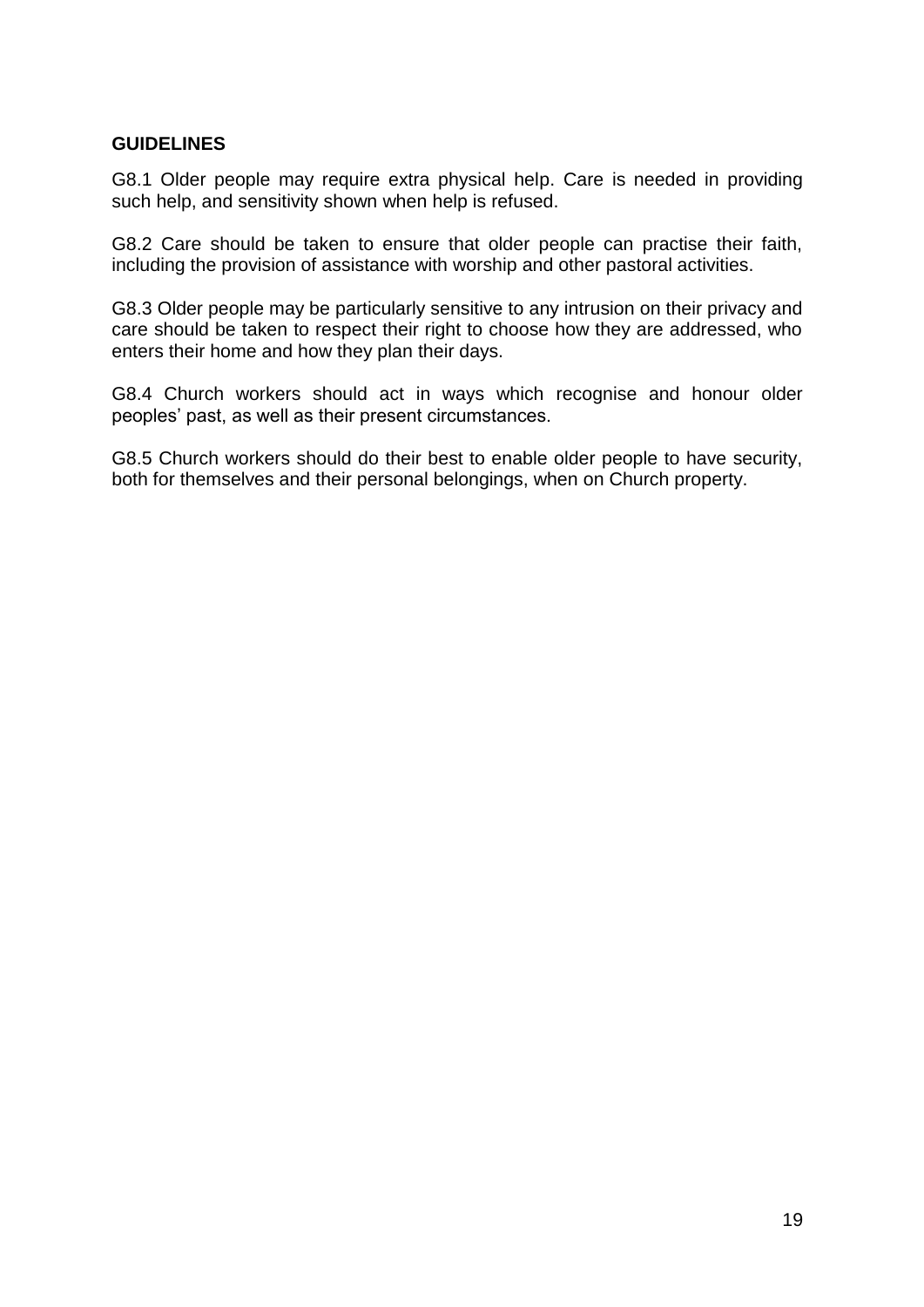**GUIDELINES**

G8.1 Older people may require extra physical help. Care is needed in providing such help, and sensitivity shown when help is refused.

G8.2 Care should be taken to ensure that older people can practise their faith, including the provision of assistance with worship and other pastoral activities.

G8.3 Older people may be particularly sensitive to any intrusion on their privacy and care should be taken to respect their right to choose how they are addressed, who enters their home and how they plan their days.

G8.4 Church workers should act in ways which recognise and honour older peoples' past, as well as their present circumstances.

G8.5 Church workers should do their best to enable older people to have security, both for themselves and their personal belongings, when on Church property.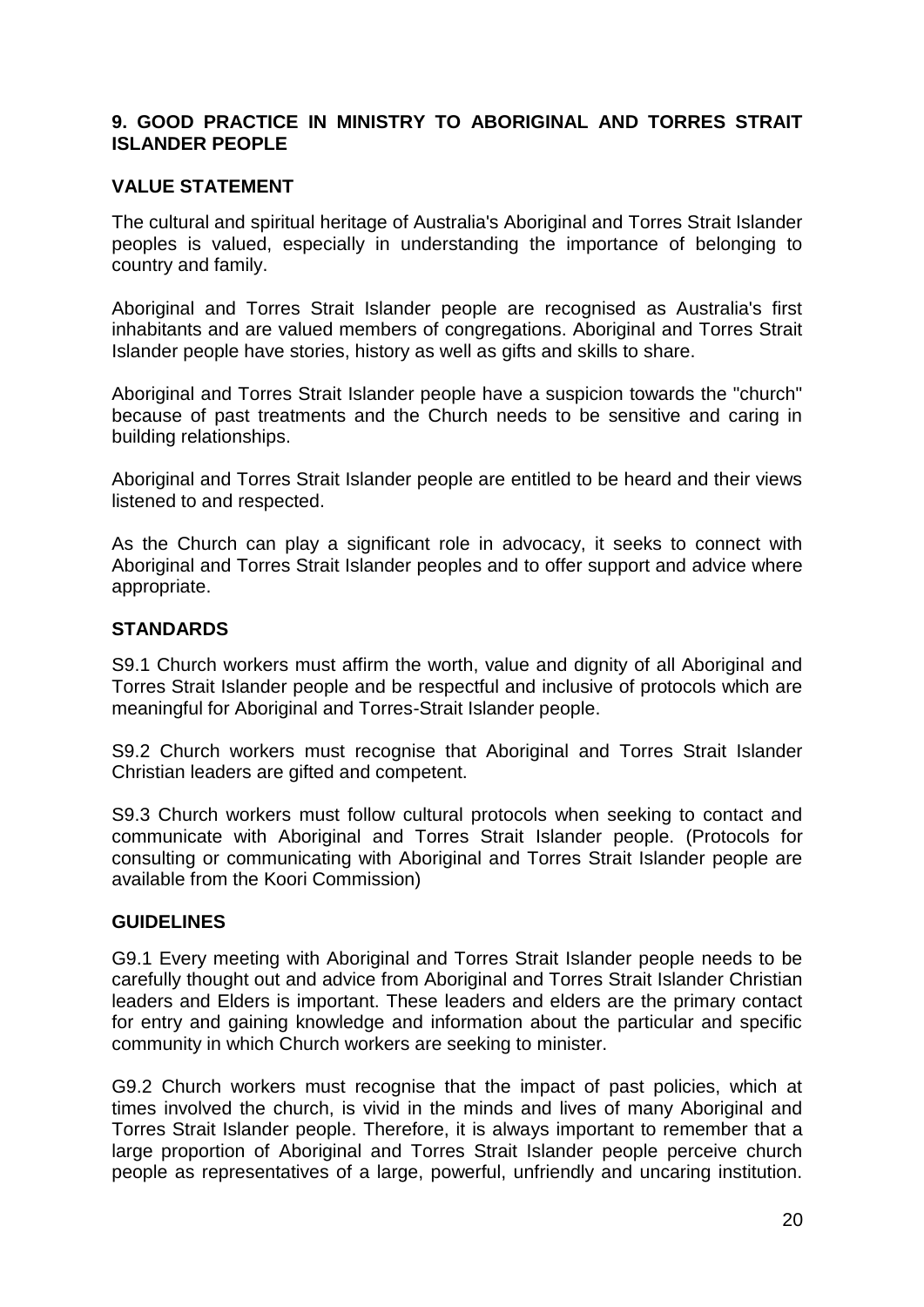## 9. GOOD PRACTICE IN MINISTRY TO ABORIGINAL AND TORRES STRAIT ISLANDER PEOPLE

### VALUE STATEMENT

The cultural and spiritual heritage of Australia's Aboriginal and Torres Strait Islander peoples is valued, especially in understanding the importance of belonging to country and family.

Aboriginal and Torres Strait Islander people are recognised as Australia's first inhabitants and are valued members of congregations. Aboriginal and Torres Strait Islander people have stories, history as well as gifts and skills to share.

Aboriginal and Torres Strait Islander people have a suspicion towards the "church" because of past treatments and the Church needs to be sensitive and caring in building relationships.

Aboriginal and Torres Strait Islander people are entitled to be heard and their views listened to and respected.

As the Church can play a significant role in advocacy, it seeks to connect with Aboriginal and Torres Strait Islander peoples and to offer support and advice where appropriate.

### STANDARDS

S9.1 Church workers must affirm the worth, value and dignity of all Aboriginal and Torres Strait Islander people and be respectful and inclusive of protocols which are meaningful for Aboriginal and Torres-Strait Islander people.

S9.2 Church workers must recognise that Aboriginal and Torres Strait Islander Christian leaders are gifted and competent.

S9.3 Church workers must follow cultural protocols when seeking to contact and communicate with Aboriginal and Torres Strait Islander people. (Protocols for consulting or communicating with Aboriginal and Torres Strait Islander people are available from the Koori Commission)

### GUIDELINES

G9.1 Every meeting with Aboriginal and Torres Strait Islander people needs to be carefully thought out and advice from Aboriginal and Torres Strait Islander Christian leaders and Elders is important. These leaders and elders are the primary contact for entry and gaining knowledge and information about the particular and specific community in which Church workers are seeking to minister.

G9.2 Church workers must recognise that the impact of past policies, which at times involved the church, is vivid in the minds and lives of many Aboriginal and Torres Strait Islander people. Therefore, it is always important to remember that a large proportion of Aboriginal and Torres Strait Islander people perceive church people as representatives of a large, powerful, unfriendly and uncaring institution.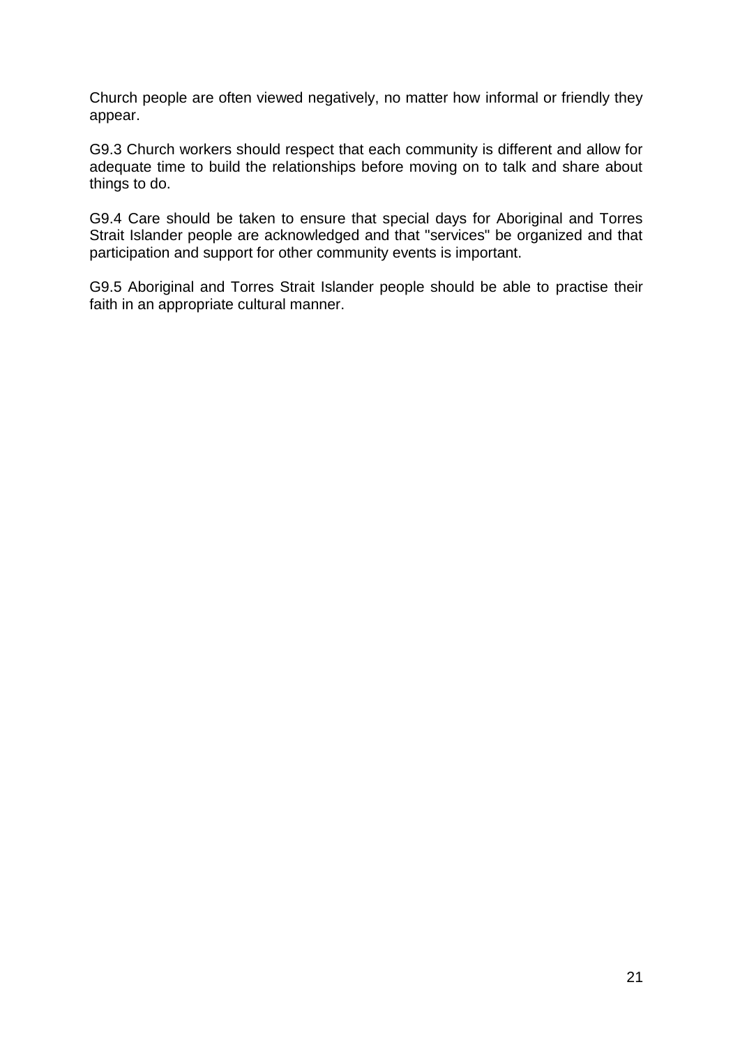Church people are often viewed negatively, no matter how informal or friendly they appear.

G9.3 Church workers should respect that each community is different and allow for adequate time to build the relationships before moving on to talk and share about things to do.

G9.4 Care should be taken to ensure that special days for Aboriginal and Torres Strait Islander people are acknowledged and that "services" be organized and that participation and support for other community events is important.

G9.5 Aboriginal and Torres Strait Islander people should be able to practise their faith in an appropriate cultural manner.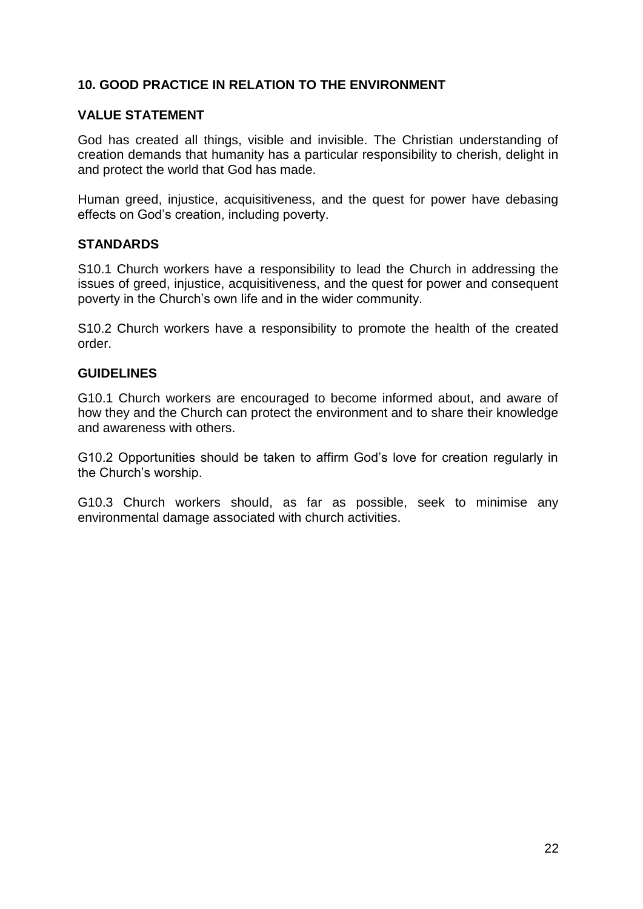## 10. GOOD PRACTICE IN RELATION TO THE ENVIRONMENT

### VALUE STATEMENT

God has created all things, visible and invisible. The Christian understanding of creation demands that humanity has a particular responsibility to cherish, delight in and protect the world that God has made.

Human greed, injustice, acquisitiveness, and the quest for power have debasing effects on God's creation, including poverty.

### STANDARDS

S10.1 Church workers have a responsibility to lead the Church in addressing the issues of greed, injustice, acquisitiveness, and the quest for power and consequent poverty in the Church's own life and in the wider community.

S10.2 Church workers have a responsibility to promote the health of the created order.

### GUIDELINES

G10.1 Church workers are encouraged to become informed about, and aware of how they and the Church can protect the environment and to share their knowledge and awareness with others.

G10.2 Opportunities should be taken to affirm God's love for creation regularly in the Church's worship.

G10.3 Church workers should, as far as possible, seek to minimise any environmental damage associated with church activities.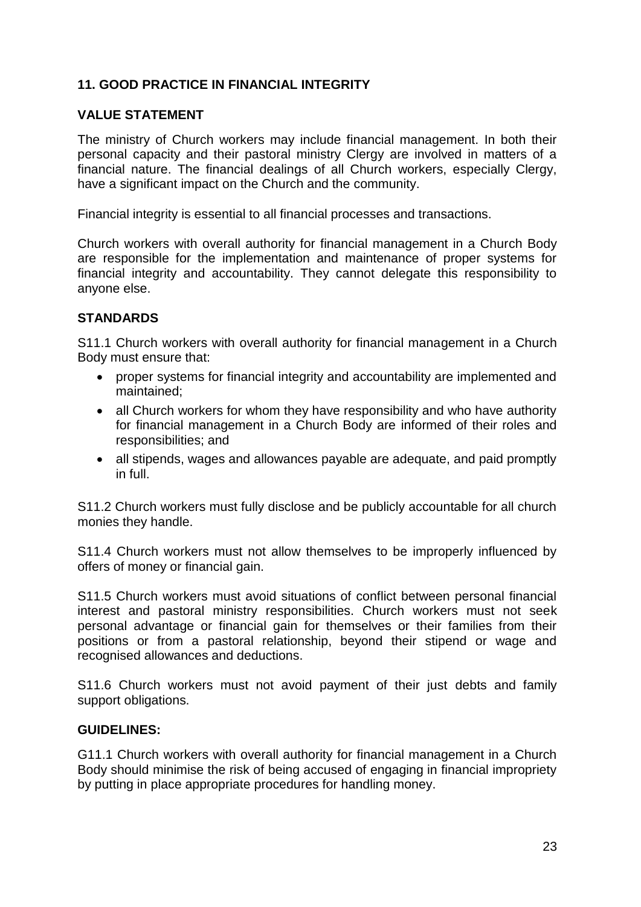## 11. GOOD PRACTICE IN FINANCIAL INTEGRITY

### VALUE STATEMENT

The ministry of Church workers may include financial management. In both their personal capacity and their pastoral ministry Clergy are involved in matters of a financial nature. The financial dealings of all Church workers, especially Clergy, have a significant impact on the Church and the community.

Financial integrity is essential to all financial processes and transactions.

Church workers with overall authority for financial management in a Church Body are responsible for the implementation and maintenance of proper systems for financial integrity and accountability. They cannot delegate this responsibility to anyone else.

### STANDARDS

S11.1 Church workers with overall authority for financial management in a Church Body must ensure that:

- proper systems for financial integrity and accountability are implemented and maintained;
- all Church workers for whom they have responsibility and who have authority for financial management in a Church Body are informed of their roles and responsibilities; and
- all stipends, wages and allowances payable are adequate, and paid promptly in full.

S11.2 Church workers must fully disclose and be publicly accountable for all church monies they handle.

S11.4 Church workers must not allow themselves to be improperly influenced by offers of money or financial gain.

S11.5 Church workers must avoid situations of conflict between personal financial interest and pastoral ministry responsibilities. Church workers must not seek personal advantage or financial gain for themselves or their families from their positions or from a pastoral relationship, beyond their stipend or wage and recognised allowances and deductions.

S11.6 Church workers must not avoid payment of their just debts and family support obligations.

### GUIDELINES:

G11.1 Church workers with overall authority for financial management in a Church Body should minimise the risk of being accused of engaging in financial impropriety by putting in place appropriate procedures for handling money.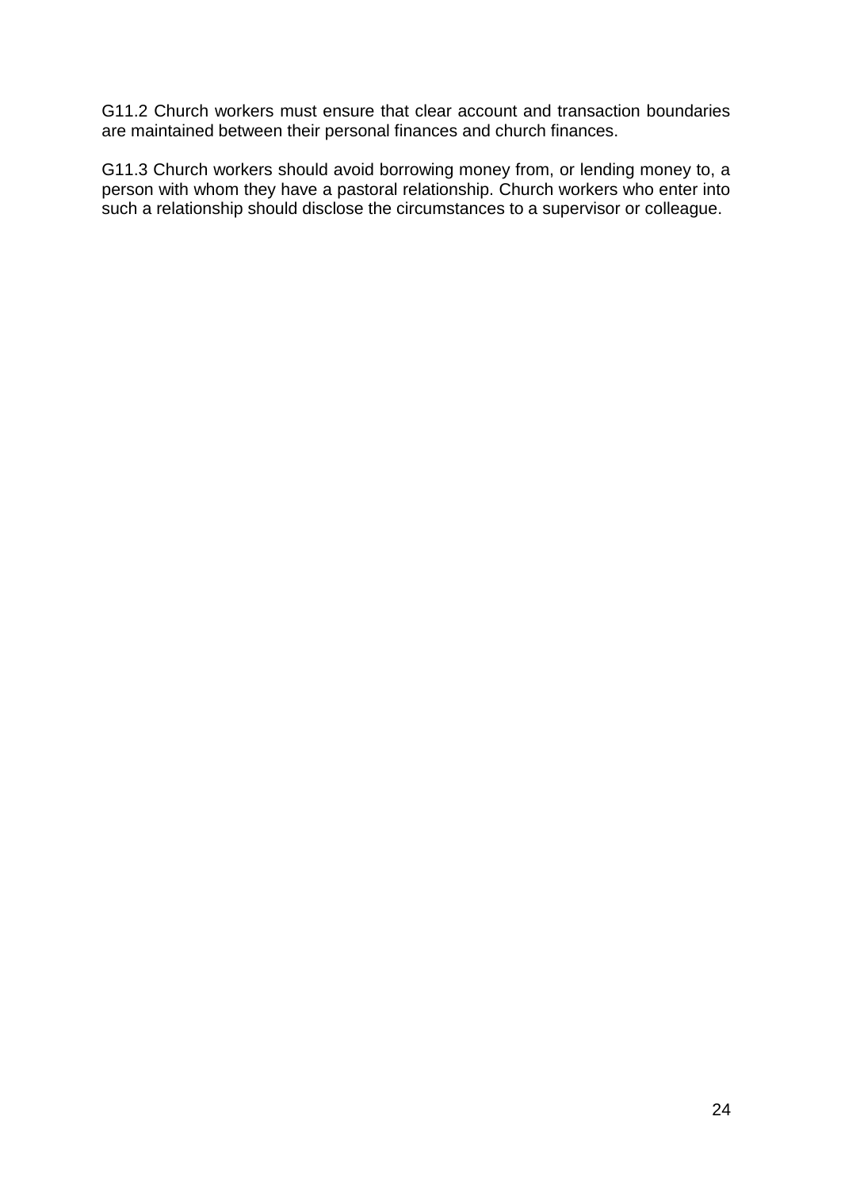G11.2 Church workers must ensure that clear account and transaction boundaries are maintained between their personal finances and church finances.

G11.3 Church workers should avoid borrowing money from, or lending money to, a person with whom they have a pastoral relationship. Church workers who enter into such a relationship should disclose the circumstances to a supervisor or colleague.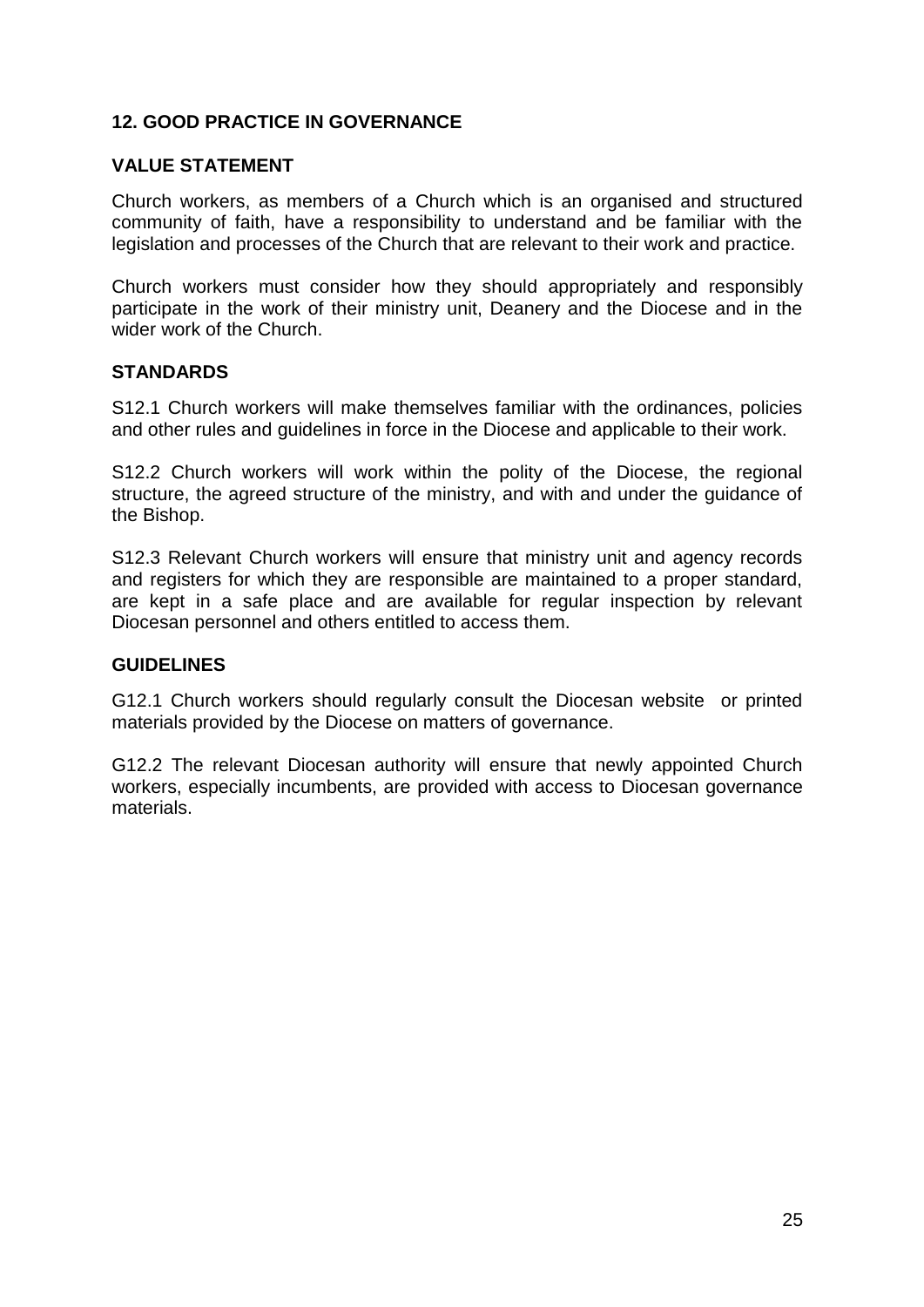## 12. GOOD PRACTICE IN GOVERNANCE

### VALUE STATEMENT

Church workers, as members of a Church which is an organised and structured community of faith, have a responsibility to understand and be familiar with the legislation and processes of the Church that are relevant to their work and practice.

Church workers must consider how they should appropriately and responsibly participate in the work of their ministry unit, Deanery and the Diocese and in the wider work of the Church.

### STANDARDS

S12.1 Church workers will make themselves familiar with the ordinances, policies and other rules and guidelines in force in the Diocese and applicable to their work.

S12.2 Church workers will work within the polity of the Diocese, the regional structure, the agreed structure of the ministry, and with and under the guidance of the Bishop.

S12.3 Relevant Church workers will ensure that ministry unit and agency records and registers for which they are responsible are maintained to a proper standard, are kept in a safe place and are available for regular inspection by relevant Diocesan personnel and others entitled to access them.

### GUIDELINES

G12.1 Church workers should regularly consult the Diocesan website or printed materials provided by the Diocese on matters of governance.

G12.2 The relevant Diocesan authority will ensure that newly appointed Church workers, especially incumbents, are provided with access to Diocesan governance materials.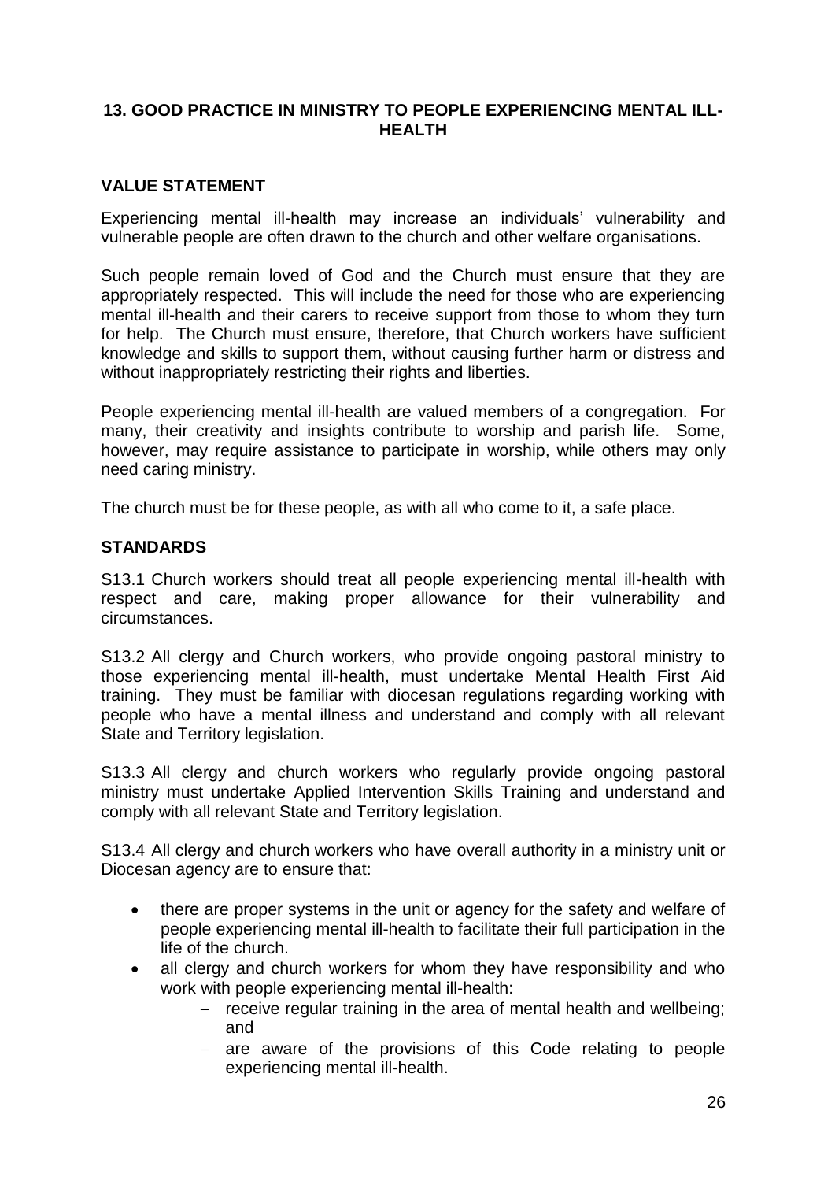## 13. GOOD PRACTICE IN MINISTRY TO PEOPLE EXPERIENCING MENTAL ILL-HEALTH

### VALUE STATEMENT

Experiencing mental ill-health may increase an individuals' vulnerability and vulnerable people are often drawn to the church and other welfare organisations.

Such people remain loved of God and the Church must ensure that they are appropriately respected. This will include the need for those who are experiencing mental ill-health and their carers to receive support from those to whom they turn for help. The Church must ensure, therefore, that Church workers have sufficient knowledge and skills to support them, without causing further harm or distress and without inappropriately restricting their rights and liberties.

People experiencing mental ill-health are valued members of a congregation. For many, their creativity and insights contribute to worship and parish life. Some, however, may require assistance to participate in worship, while others may only need caring ministry.

The church must be for these people, as with all who come to it, a safe place.

### STANDARDS

S13.1 Church workers should treat all people experiencing mental ill-health with respect and care, making proper allowance for their vulnerability and circumstances.

S13.2 All clergy and Church workers, who provide ongoing pastoral ministry to those experiencing mental ill-health, must undertake Mental Health First Aid training. They must be familiar with diocesan regulations regarding working with people who have a mental illness and understand and comply with all relevant State and Territory legislation.

S13.3 All clergy and church workers who regularly provide ongoing pastoral ministry must undertake Applied Intervention Skills Training and understand and comply with all relevant State and Territory legislation.

S13.4 All clergy and church workers who have overall authority in a ministry unit or Diocesan agency are to ensure that:

- there are proper systems in the unit or agency for the safety and welfare of people experiencing mental ill-health to facilitate their full participation in the life of the church.
- all clergy and church workers for whom they have responsibility and who work with people experiencing mental ill-health:
  - receive regular training in the area of mental health and wellbeing; and
  - are aware of the provisions of this Code relating to people experiencing mental ill-health.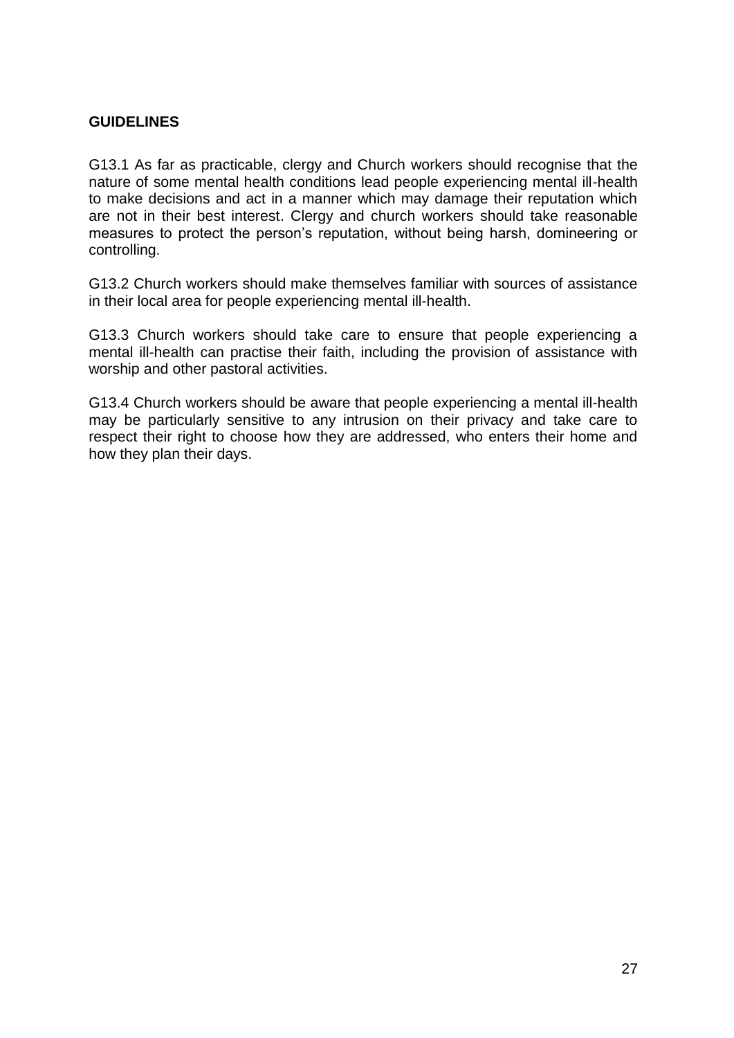**GUIDELINES**

G13.1 As far as practicable, clergy and Church workers should recognise that the nature of some mental health conditions lead people experiencing mental ill-health to make decisions and act in a manner which may damage their reputation which are not in their best interest. Clergy and church workers should take reasonable measures to protect the person's reputation, without being harsh, domineering or controlling.

G13.2 Church workers should make themselves familiar with sources of assistance in their local area for people experiencing mental ill-health.

G13.3 Church workers should take care to ensure that people experiencing a mental ill-health can practise their faith, including the provision of assistance with worship and other pastoral activities.

G13.4 Church workers should be aware that people experiencing a mental ill-health may be particularly sensitive to any intrusion on their privacy and take care to respect their right to choose how they are addressed, who enters their home and how they plan their days.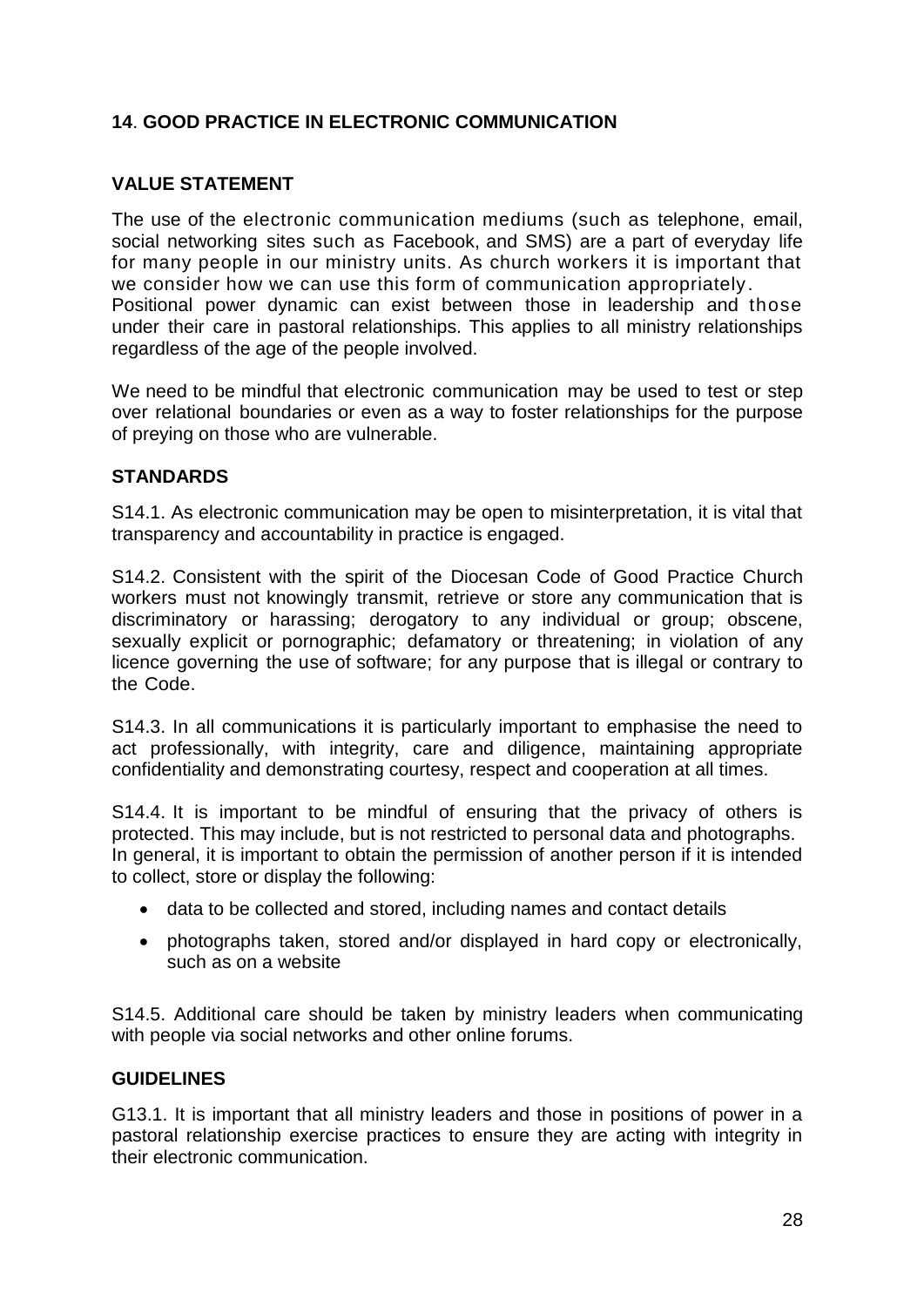## 14. GOOD PRACTICE IN ELECTRONIC COMMUNICATION

### VALUE STATEMENT

The use of the electronic communication mediums (such as telephone, email, social networking sites such as Facebook, and SMS) are a part of everyday life for many people in our ministry units. As church workers it is important that we consider how we can use this form of communication appropriately.
Positional power dynamic can exist between those in leadership and those under their care in pastoral relationships. This applies to all ministry relationships regardless of the age of the people involved.

We need to be mindful that electronic communication may be used to test or step over relational boundaries or even as a way to foster relationships for the purpose of preying on those who are vulnerable.

### STANDARDS

S14.1. As electronic communication may be open to misinterpretation, it is vital that transparency and accountability in practice is engaged.

S14.2. Consistent with the spirit of the Diocesan Code of Good Practice Church workers must not knowingly transmit, retrieve or store any communication that is discriminatory or harassing; derogatory to any individual or group; obscene, sexually explicit or pornographic; defamatory or threatening; in violation of any licence governing the use of software; for any purpose that is illegal or contrary to the Code.

S14.3. In all communications it is particularly important to emphasise the need to act professionally, with integrity, care and diligence, maintaining appropriate confidentiality and demonstrating courtesy, respect and cooperation at all times.

S14.4. It is important to be mindful of ensuring that the privacy of others is protected. This may include, but is not restricted to personal data and photographs. In general, it is important to obtain the permission of another person if it is intended to collect, store or display the following:

- data to be collected and stored, including names and contact details
- photographs taken, stored and/or displayed in hard copy or electronically, such as on a website

S14.5. Additional care should be taken by ministry leaders when communicating with people via social networks and other online forums.

### GUIDELINES

G13.1. It is important that all ministry leaders and those in positions of power in a pastoral relationship exercise practices to ensure they are acting with integrity in their electronic communication.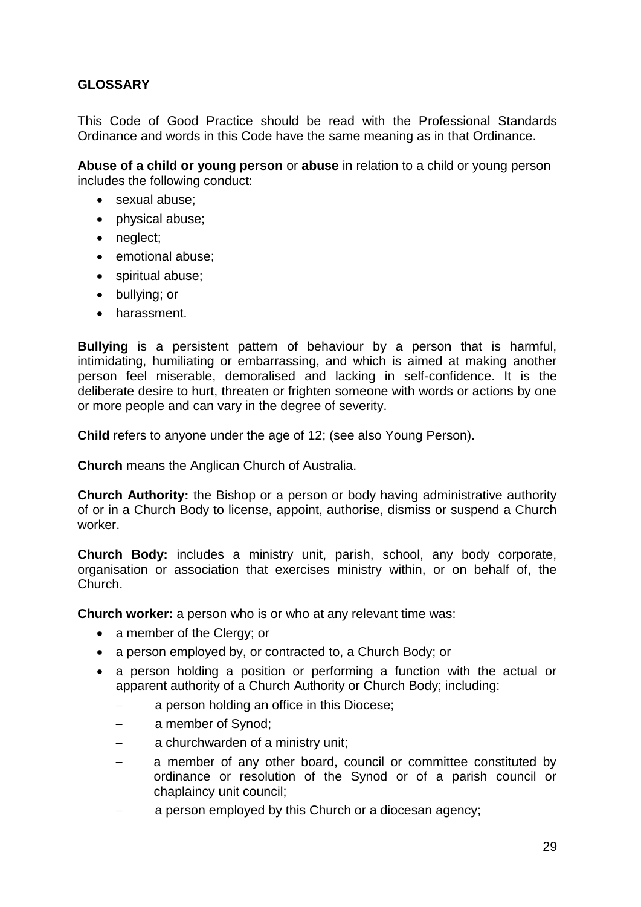## GLOSSARY

This Code of Good Practice should be read with the Professional Standards Ordinance and words in this Code have the same meaning as in that Ordinance.

**Abuse of a child or young person** or **abuse** in relation to a child or young person includes the following conduct:

- sexual abuse;
- physical abuse;
- neglect;
- emotional abuse;
- spiritual abuse;
- bullying; or
- harassment.

**Bullying** is a persistent pattern of behaviour by a person that is harmful, intimidating, humiliating or embarrassing, and which is aimed at making another person feel miserable, demoralised and lacking in self-confidence. It is the deliberate desire to hurt, threaten or frighten someone with words or actions by one or more people and can vary in the degree of severity.

**Child** refers to anyone under the age of 12; (see also Young Person).

**Church** means the Anglican Church of Australia.

**Church Authority:** the Bishop or a person or body having administrative authority of or in a Church Body to license, appoint, authorise, dismiss or suspend a Church worker.

**Church Body:** includes a ministry unit, parish, school, any body corporate, organisation or association that exercises ministry within, or on behalf of, the Church.

**Church worker:** a person who is or who at any relevant time was:

- a member of the Clergy; or
- a person employed by, or contracted to, a Church Body; or
- a person holding a position or performing a function with the actual or apparent authority of a Church Authority or Church Body; including:
  - a person holding an office in this Diocese;
  - a member of Synod;
  - a churchwarden of a ministry unit;
  - a member of any other board, council or committee constituted by ordinance or resolution of the Synod or of a parish council or chaplaincy unit council;
  - a person employed by this Church or a diocesan agency;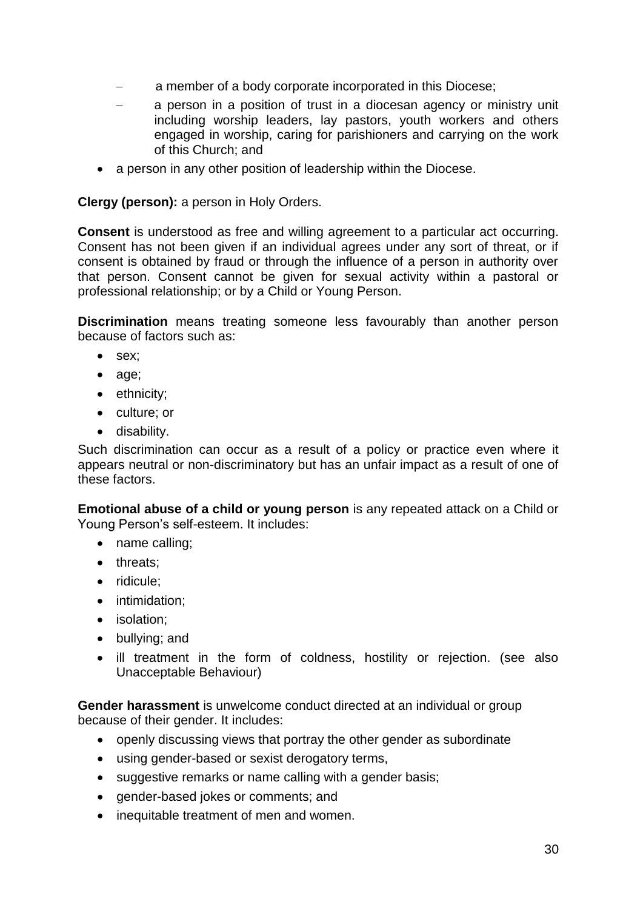- a member of a body corporate incorporated in this Diocese;
  - a person in a position of trust in a diocesan agency or ministry unit including worship leaders, lay pastors, youth workers and others engaged in worship, caring for parishioners and carrying on the work of this Church; and
- a person in any other position of leadership within the Diocese.

**Clergy (person):** a person in Holy Orders.

**Consent** is understood as free and willing agreement to a particular act occurring. Consent has not been given if an individual agrees under any sort of threat, or if consent is obtained by fraud or through the influence of a person in authority over that person. Consent cannot be given for sexual activity within a pastoral or professional relationship; or by a Child or Young Person.

**Discrimination** means treating someone less favourably than another person because of factors such as:

- sex;
- age;
- ethnicity;
- culture; or
- disability.

Such discrimination can occur as a result of a policy or practice even where it appears neutral or non-discriminatory but has an unfair impact as a result of one of these factors.

**Emotional abuse of a child or young person** is any repeated attack on a Child or Young Person's self-esteem. It includes:

- name calling;
- threats;
- ridicule;
- intimidation;
- isolation;
- bullying; and
- ill treatment in the form of coldness, hostility or rejection. (see also Unacceptable Behaviour)

**Gender harassment** is unwelcome conduct directed at an individual or group because of their gender. It includes:

- openly discussing views that portray the other gender as subordinate
- using gender-based or sexist derogatory terms,
- suggestive remarks or name calling with a gender basis;
- gender-based jokes or comments; and
- inequitable treatment of men and women.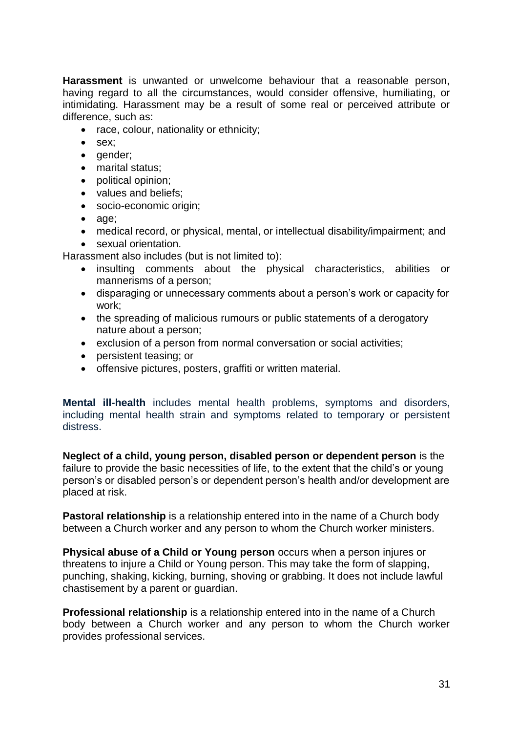**Harassment** is unwanted or unwelcome behaviour that a reasonable person, having regard to all the circumstances, would consider offensive, humiliating, or intimidating. Harassment may be a result of some real or perceived attribute or difference, such as:

- race, colour, nationality or ethnicity;
- sex;
- gender;
- marital status;
- political opinion;
- values and beliefs;
- socio-economic origin;
- age;
- medical record, or physical, mental, or intellectual disability/impairment; and
- sexual orientation.

Harassment also includes (but is not limited to):

- insulting comments about the physical characteristics, abilities or mannerisms of a person;
- disparaging or unnecessary comments about a person's work or capacity for work;
- the spreading of malicious rumours or public statements of a derogatory nature about a person;
- exclusion of a person from normal conversation or social activities;
- persistent teasing; or
- offensive pictures, posters, graffiti or written material.

**Mental ill-health** includes mental health problems, symptoms and disorders, including mental health strain and symptoms related to temporary or persistent distress.

**Neglect of a child, young person, disabled person or dependent person** is the failure to provide the basic necessities of life, to the extent that the child's or young person's or disabled person's or dependent person's health and/or development are placed at risk.

**Pastoral relationship** is a relationship entered into in the name of a Church body between a Church worker and any person to whom the Church worker ministers.

**Physical abuse of a Child or Young person** occurs when a person injures or threatens to injure a Child or Young person. This may take the form of slapping, punching, shaking, kicking, burning, shoving or grabbing. It does not include lawful chastisement by a parent or guardian.

**Professional relationship** is a relationship entered into in the name of a Church body between a Church worker and any person to whom the Church worker provides professional services.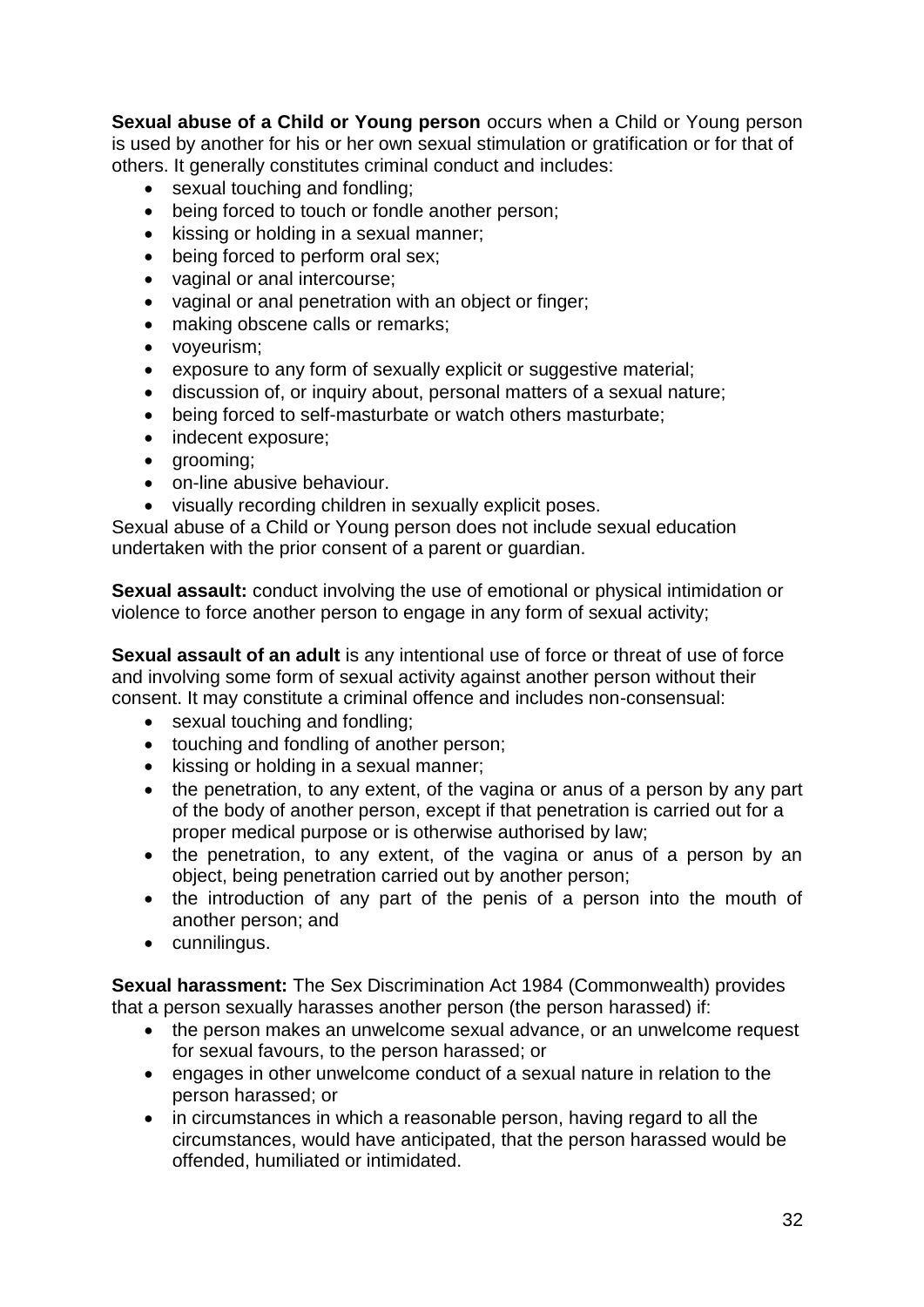**Sexual abuse of a Child or Young person** occurs when a Child or Young person is used by another for his or her own sexual stimulation or gratification or for that of others. It generally constitutes criminal conduct and includes:

- sexual touching and fondling;
- being forced to touch or fondle another person;
- kissing or holding in a sexual manner;
- being forced to perform oral sex;
- vaginal or anal intercourse;
- vaginal or anal penetration with an object or finger;
- making obscene calls or remarks;
- voyeurism;
- exposure to any form of sexually explicit or suggestive material;
- discussion of, or inquiry about, personal matters of a sexual nature;
- being forced to self-masturbate or watch others masturbate;
- indecent exposure;
- grooming;
- on-line abusive behaviour.
- visually recording children in sexually explicit poses.

Sexual abuse of a Child or Young person does not include sexual education undertaken with the prior consent of a parent or guardian.

**Sexual assault:** conduct involving the use of emotional or physical intimidation or violence to force another person to engage in any form of sexual activity;

**Sexual assault of an adult** is any intentional use of force or threat of use of force and involving some form of sexual activity against another person without their consent. It may constitute a criminal offence and includes non-consensual:

- sexual touching and fondling;
- touching and fondling of another person;
- kissing or holding in a sexual manner;
- the penetration, to any extent, of the vagina or anus of a person by any part of the body of another person, except if that penetration is carried out for a proper medical purpose or is otherwise authorised by law;
- the penetration, to any extent, of the vagina or anus of a person by an object, being penetration carried out by another person;
- the introduction of any part of the penis of a person into the mouth of another person; and
- cunnilingus.

**Sexual harassment:** The Sex Discrimination Act 1984 (Commonwealth) provides that a person sexually harasses another person (the person harassed) if:

- the person makes an unwelcome sexual advance, or an unwelcome request for sexual favours, to the person harassed; or
- engages in other unwelcome conduct of a sexual nature in relation to the person harassed; or
- in circumstances in which a reasonable person, having regard to all the circumstances, would have anticipated, that the person harassed would be offended, humiliated or intimidated.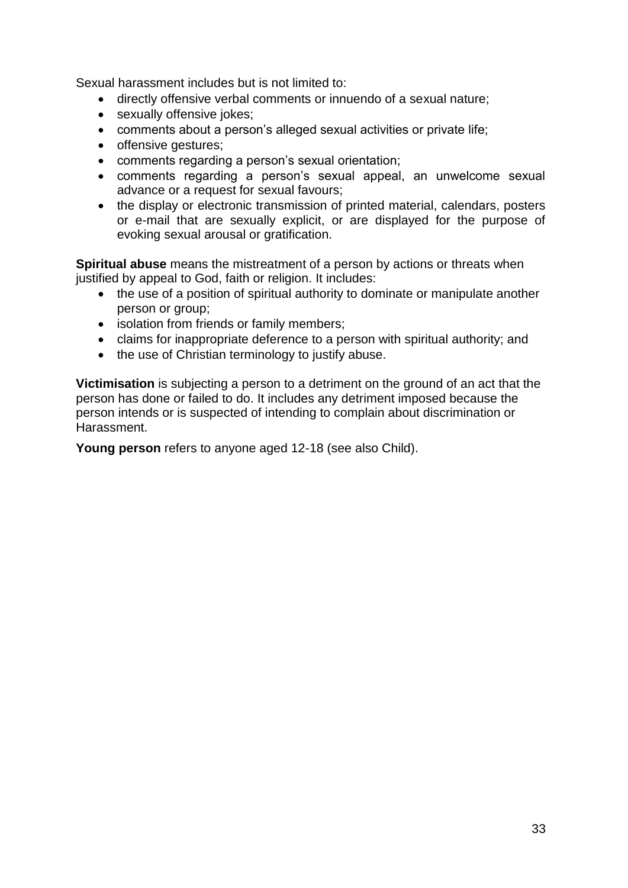Sexual harassment includes but is not limited to:

- directly offensive verbal comments or innuendo of a sexual nature;
- sexually offensive jokes;
- comments about a person's alleged sexual activities or private life;
- offensive gestures;
- comments regarding a person's sexual orientation;
- comments regarding a person's sexual appeal, an unwelcome sexual advance or a request for sexual favours;
- the display or electronic transmission of printed material, calendars, posters or e-mail that are sexually explicit, or are displayed for the purpose of evoking sexual arousal or gratification.

**Spiritual abuse** means the mistreatment of a person by actions or threats when justified by appeal to God, faith or religion. It includes:

- the use of a position of spiritual authority to dominate or manipulate another person or group;
- isolation from friends or family members;
- claims for inappropriate deference to a person with spiritual authority; and
- the use of Christian terminology to justify abuse.

**Victimisation** is subjecting a person to a detriment on the ground of an act that the person has done or failed to do. It includes any detriment imposed because the person intends or is suspected of intending to complain about discrimination or Harassment.

**Young person** refers to anyone aged 12-18 (see also Child).